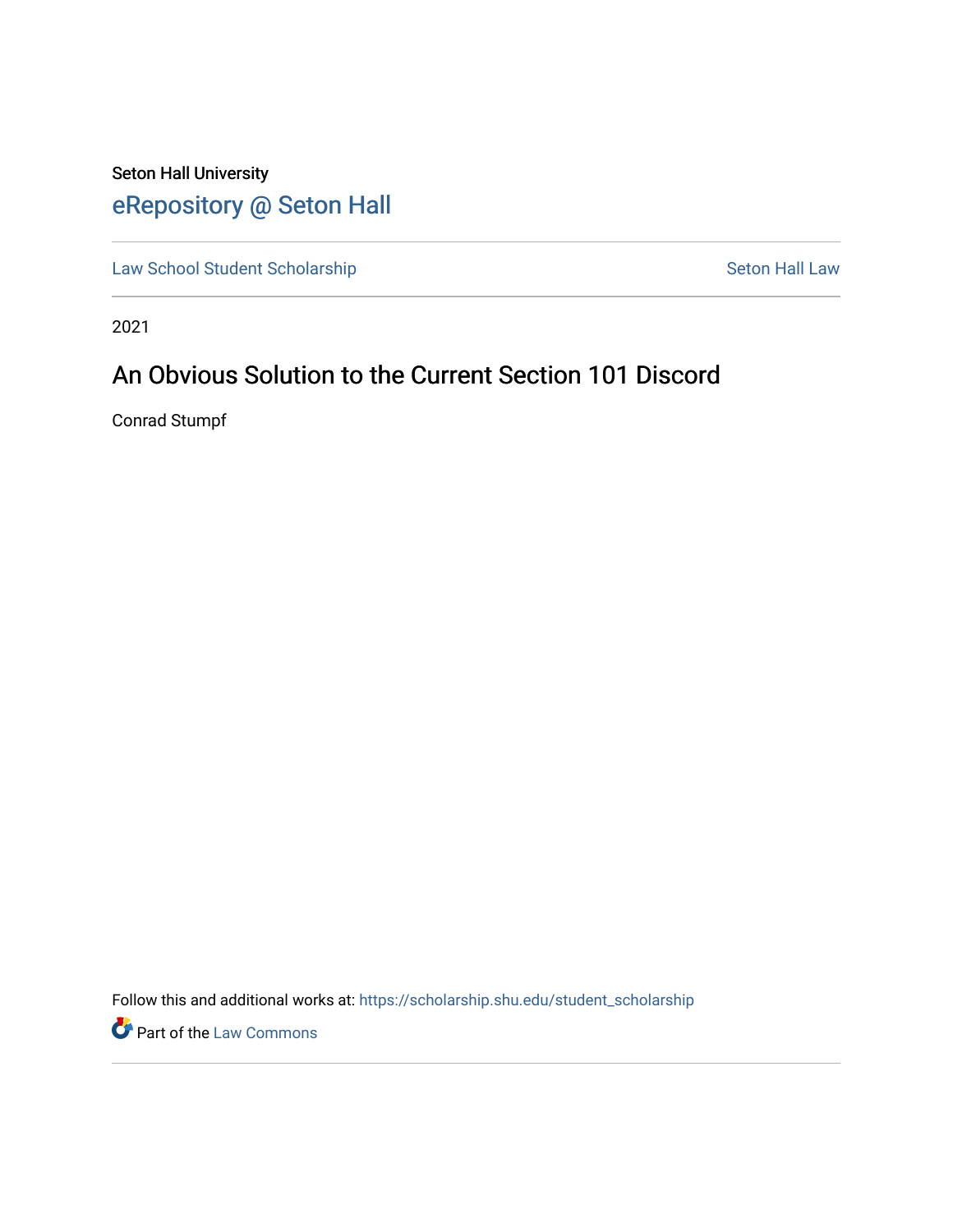Seton Hall University

## eRepository @ Seton Hall

Law School Student Scholarship | Seton Hall Law

2021

# An Obvious Solution to the Current Section 101 Discord

Conrad Stumpf

Follow this and additional works at: https://scholarship.shu.edu/student_scholarship

Part of the Law Commons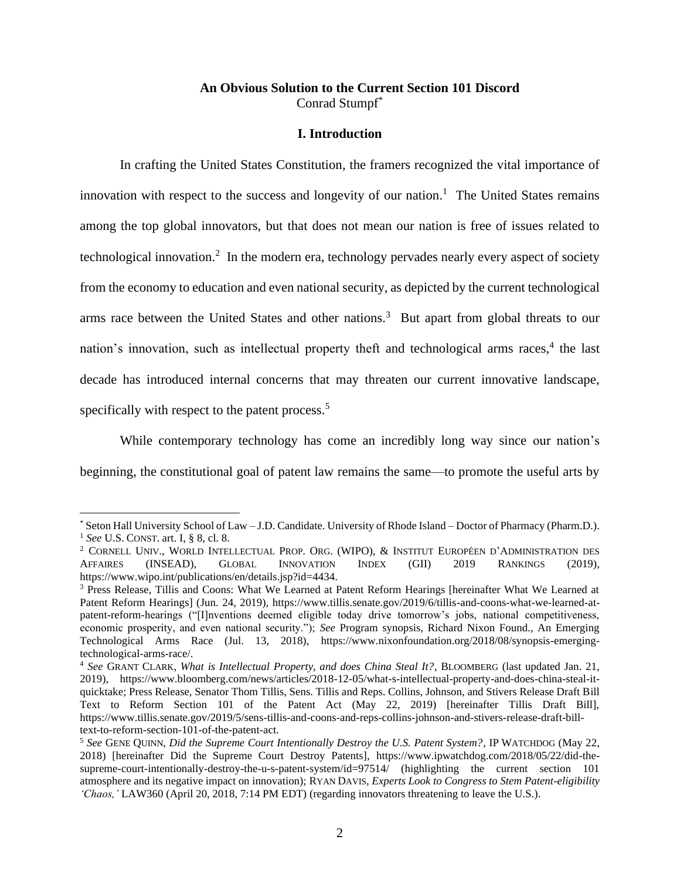**An Obvious Solution to the Current Section 101 Discord**
Conrad Stumpf[*]

## I. Introduction

In crafting the United States Constitution, the framers recognized the vital importance of innovation with respect to the success and longevity of our nation.[1] The United States remains among the top global innovators, but that does not mean our nation is free of issues related to technological innovation.[2] In the modern era, technology pervades nearly every aspect of society from the economy to education and even national security, as depicted by the current technological arms race between the United States and other nations.[3] But apart from global threats to our nation's innovation, such as intellectual property theft and technological arms races,[4] the last decade has introduced internal concerns that may threaten our current innovative landscape, specifically with respect to the patent process.[5]

While contemporary technology has come an incredibly long way since our nation's beginning, the constitutional goal of patent law remains the same—to promote the useful arts by

---

[*] Seton Hall University School of Law – J.D. Candidate. University of Rhode Island – Doctor of Pharmacy (Pharm.D.).

[1] *See* U.S. CONST. art. I, § 8, cl. 8.

[2] CORNELL UNIV., WORLD INTELLECTUAL PROP. ORG. (WIPO), & INSTITUT EUROPÉEN D'ADMINISTRATION DES AFFAIRES (INSEAD), GLOBAL INNOVATION INDEX (GII) 2019 RANKINGS (2019), https://www.wipo.int/publications/en/details.jsp?id=4434.

[3] Press Release, Tillis and Coons: What We Learned at Patent Reform Hearings [hereinafter What We Learned at Patent Reform Hearings] (Jun. 24, 2019), https://www.tillis.senate.gov/2019/6/tillis-and-coons-what-we-learned-at-patent-reform-hearings ("[I]nventions deemed eligible today drive tomorrow's jobs, national competitiveness, economic prosperity, and even national security."); *See* Program synopsis, Richard Nixon Found., An Emerging Technological Arms Race (Jul. 13, 2018), https://www.nixonfoundation.org/2018/08/synopsis-emerging-technological-arms-race/.

[4] *See* GRANT CLARK, *What is Intellectual Property, and does China Steal It?*, BLOOMBERG (last updated Jan. 21, 2019), https://www.bloomberg.com/news/articles/2018-12-05/what-s-intellectual-property-and-does-china-steal-it-quicktake; Press Release, Senator Thom Tillis, Sens. Tillis and Reps. Collins, Johnson, and Stivers Release Draft Bill Text to Reform Section 101 of the Patent Act (May 22, 2019) [hereinafter Tillis Draft Bill], https://www.tillis.senate.gov/2019/5/sens-tillis-and-coons-and-reps-collins-johnson-and-stivers-release-draft-bill-text-to-reform-section-101-of-the-patent-act.

[5] *See* GENE QUINN, *Did the Supreme Court Intentionally Destroy the U.S. Patent System?*, IP WATCHDOG (May 22, 2018) [hereinafter Did the Supreme Court Destroy Patents], https://www.ipwatchdog.com/2018/05/22/did-the-supreme-court-intentionally-destroy-the-u-s-patent-system/id=97514/ (highlighting the current section 101 atmosphere and its negative impact on innovation); RYAN DAVIS, *Experts Look to Congress to Stem Patent-eligibility 'Chaos,'* LAW360 (April 20, 2018, 7:14 PM EDT) (regarding innovators threatening to leave the U.S.).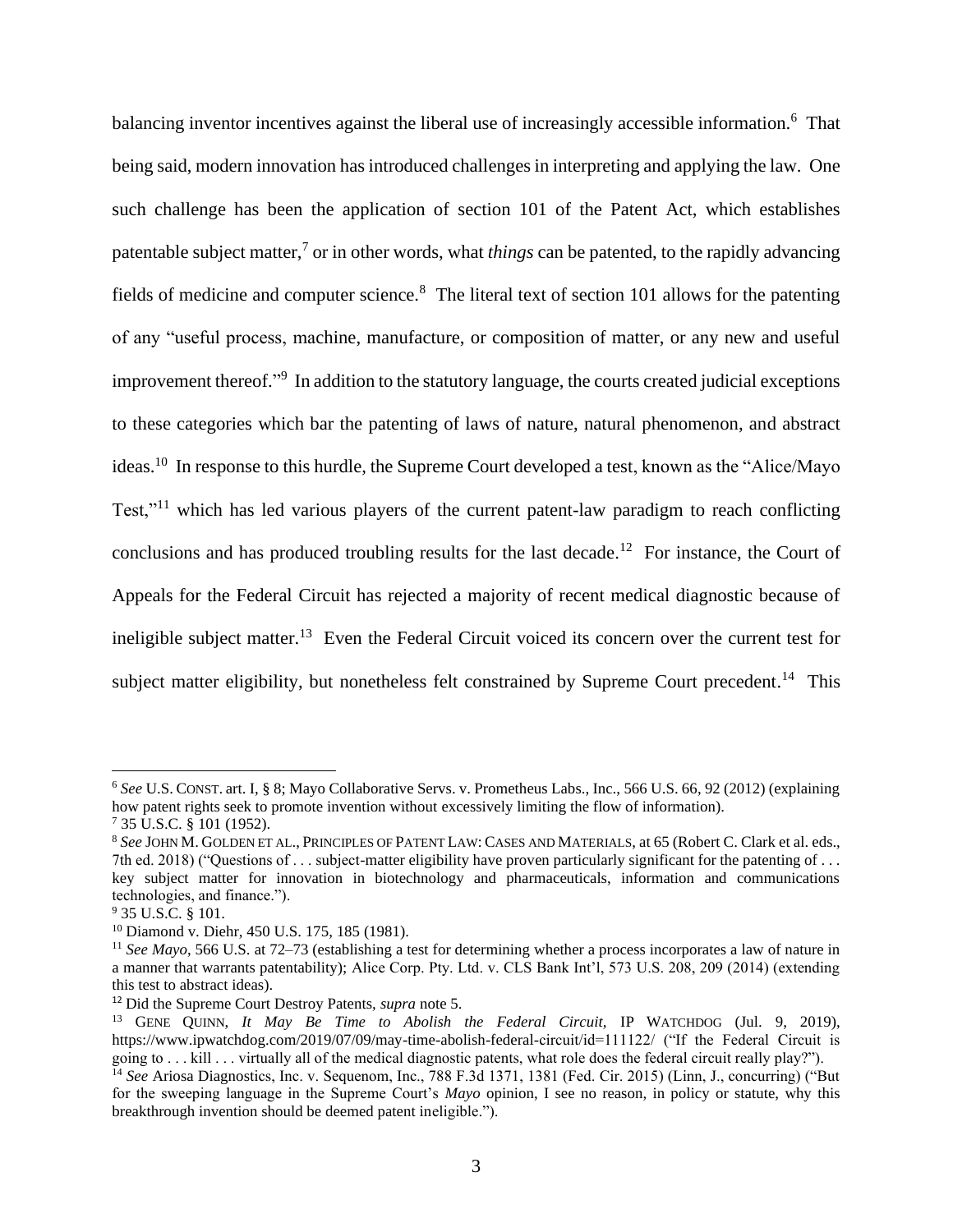balancing inventor incentives against the liberal use of increasingly accessible information.[6] That being said, modern innovation has introduced challenges in interpreting and applying the law. One such challenge has been the application of section 101 of the Patent Act, which establishes patentable subject matter,[7] or in other words, what *things* can be patented, to the rapidly advancing fields of medicine and computer science.[8] The literal text of section 101 allows for the patenting of any "useful process, machine, manufacture, or composition of matter, or any new and useful improvement thereof."[9] In addition to the statutory language, the courts created judicial exceptions to these categories which bar the patenting of laws of nature, natural phenomenon, and abstract ideas.[10] In response to this hurdle, the Supreme Court developed a test, known as the "Alice/Mayo Test,"[11] which has led various players of the current patent-law paradigm to reach conflicting conclusions and has produced troubling results for the last decade.[12] For instance, the Court of Appeals for the Federal Circuit has rejected a majority of recent medical diagnostic because of ineligible subject matter.[13] Even the Federal Circuit voiced its concern over the current test for subject matter eligibility, but nonetheless felt constrained by Supreme Court precedent.[14] This

---

[6] *See* U.S. CONST. art. I, § 8; Mayo Collaborative Servs. v. Prometheus Labs., Inc., 566 U.S. 66, 92 (2012) (explaining how patent rights seek to promote invention without excessively limiting the flow of information).

[7] 35 U.S.C. § 101 (1952).

[8] *See* JOHN M. GOLDEN ET AL., PRINCIPLES OF PATENT LAW: CASES AND MATERIALS, at 65 (Robert C. Clark et al. eds., 7th ed. 2018) ("Questions of . . . subject-matter eligibility have proven particularly significant for the patenting of . . . key subject matter for innovation in biotechnology and pharmaceuticals, information and communications technologies, and finance.").

[9] 35 U.S.C. § 101.

[10] Diamond v. Diehr, 450 U.S. 175, 185 (1981).

[11] *See Mayo*, 566 U.S. at 72–73 (establishing a test for determining whether a process incorporates a law of nature in a manner that warrants patentability); Alice Corp. Pty. Ltd. v. CLS Bank Int'l, 573 U.S. 208, 209 (2014) (extending this test to abstract ideas).

[12] Did the Supreme Court Destroy Patents, *supra* note 5.

[13] GENE QUINN, *It May Be Time to Abolish the Federal Circuit*, IP WATCHDOG (Jul. 9, 2019), https://www.ipwatchdog.com/2019/07/09/may-time-abolish-federal-circuit/id=111122/ ("If the Federal Circuit is going to . . . kill . . . virtually all of the medical diagnostic patents, what role does the federal circuit really play?").

[14] *See* Ariosa Diagnostics, Inc. v. Sequenom, Inc., 788 F.3d 1371, 1381 (Fed. Cir. 2015) (Linn, J., concurring) ("But for the sweeping language in the Supreme Court's *Mayo* opinion, I see no reason, in policy or statute, why this breakthrough invention should be deemed patent ineligible.").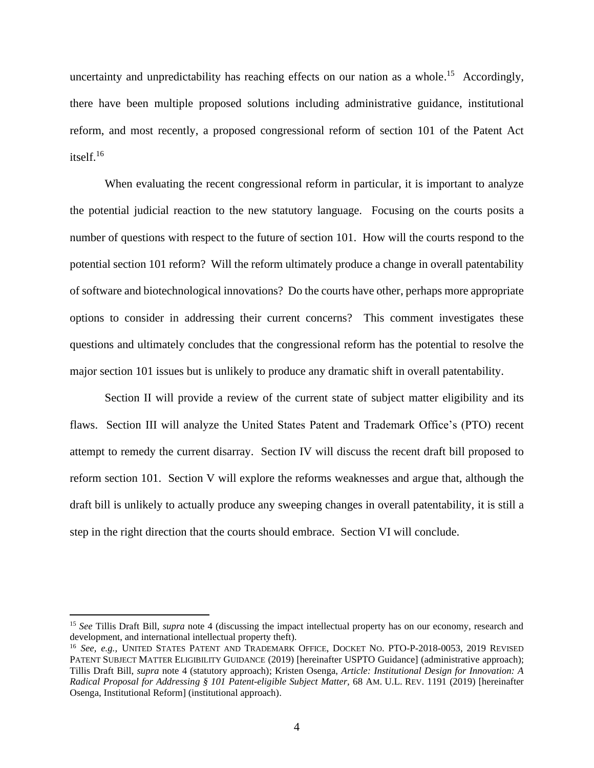uncertainty and unpredictability has reaching effects on our nation as a whole.[15] Accordingly, there have been multiple proposed solutions including administrative guidance, institutional reform, and most recently, a proposed congressional reform of section 101 of the Patent Act itself.[16]

When evaluating the recent congressional reform in particular, it is important to analyze the potential judicial reaction to the new statutory language. Focusing on the courts posits a number of questions with respect to the future of section 101. How will the courts respond to the potential section 101 reform? Will the reform ultimately produce a change in overall patentability of software and biotechnological innovations? Do the courts have other, perhaps more appropriate options to consider in addressing their current concerns? This comment investigates these questions and ultimately concludes that the congressional reform has the potential to resolve the major section 101 issues but is unlikely to produce any dramatic shift in overall patentability.

Section II will provide a review of the current state of subject matter eligibility and its flaws. Section III will analyze the United States Patent and Trademark Office's (PTO) recent attempt to remedy the current disarray. Section IV will discuss the recent draft bill proposed to reform section 101. Section V will explore the reforms weaknesses and argue that, although the draft bill is unlikely to actually produce any sweeping changes in overall patentability, it is still a step in the right direction that the courts should embrace. Section VI will conclude.

---

[15] *See* Tillis Draft Bill, *supra* note 4 (discussing the impact intellectual property has on our economy, research and development, and international intellectual property theft).

[16] *See, e.g.,* UNITED STATES PATENT AND TRADEMARK OFFICE, DOCKET NO. PTO-P-2018-0053, 2019 REVISED PATENT SUBJECT MATTER ELIGIBILITY GUIDANCE (2019) [hereinafter USPTO Guidance] (administrative approach); Tillis Draft Bill, *supra* note 4 (statutory approach); Kristen Osenga, *Article: Institutional Design for Innovation: A Radical Proposal for Addressing § 101 Patent-eligible Subject Matter,* 68 AM. U.L. REV. 1191 (2019) [hereinafter Osenga, Institutional Reform] (institutional approach).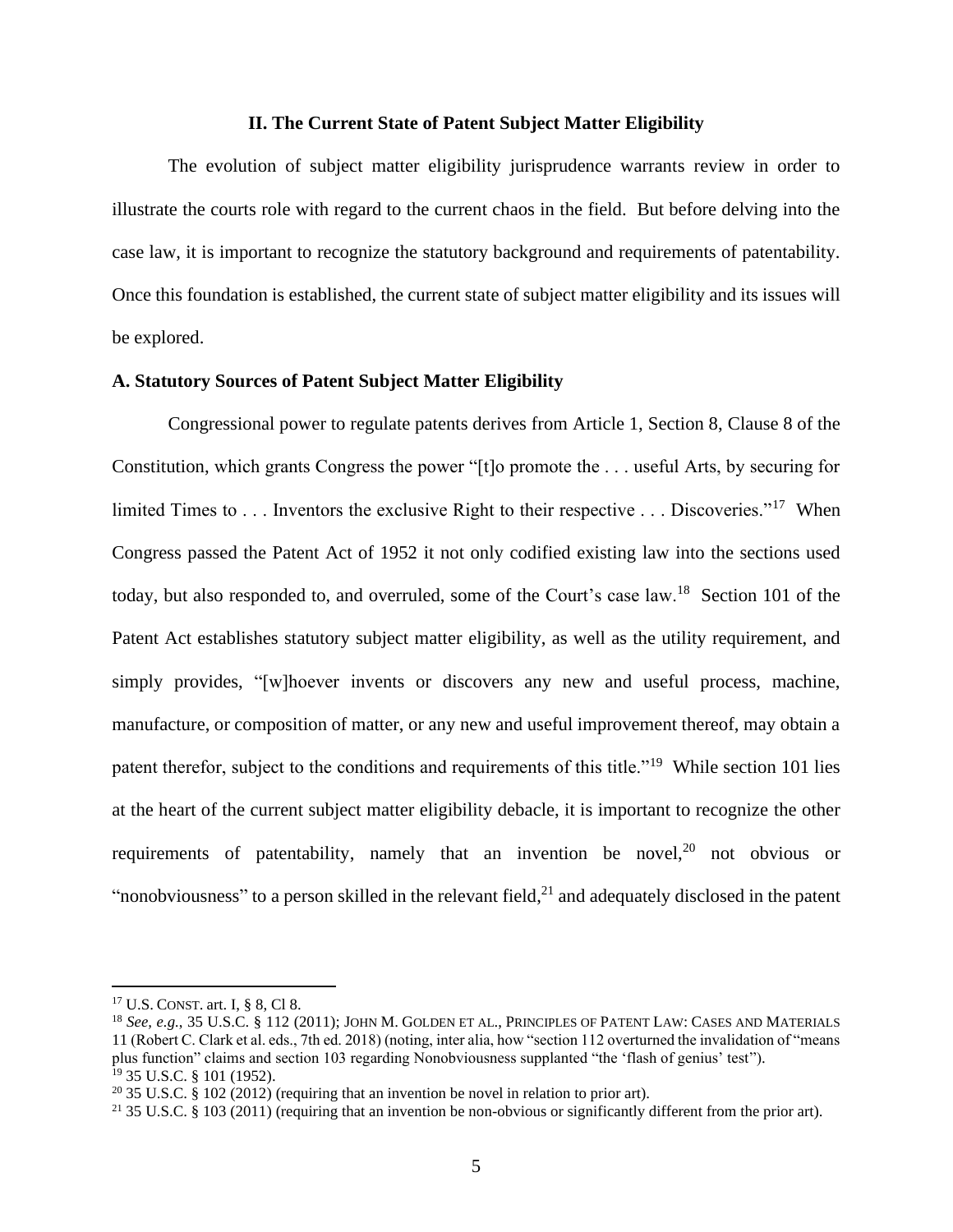## II. The Current State of Patent Subject Matter Eligibility

The evolution of subject matter eligibility jurisprudence warrants review in order to illustrate the courts role with regard to the current chaos in the field. But before delving into the case law, it is important to recognize the statutory background and requirements of patentability. Once this foundation is established, the current state of subject matter eligibility and its issues will be explored.

### A. Statutory Sources of Patent Subject Matter Eligibility

Congressional power to regulate patents derives from Article 1, Section 8, Clause 8 of the Constitution, which grants Congress the power "[t]o promote the . . . useful Arts, by securing for limited Times to . . . Inventors the exclusive Right to their respective . . . Discoveries."[17] When Congress passed the Patent Act of 1952 it not only codified existing law into the sections used today, but also responded to, and overruled, some of the Court's case law.[18] Section 101 of the Patent Act establishes statutory subject matter eligibility, as well as the utility requirement, and simply provides, "[w]hoever invents or discovers any new and useful process, machine, manufacture, or composition of matter, or any new and useful improvement thereof, may obtain a patent therefor, subject to the conditions and requirements of this title."[19] While section 101 lies at the heart of the current subject matter eligibility debacle, it is important to recognize the other requirements of patentability, namely that an invention be novel,[20] not obvious or "nonobviousness" to a person skilled in the relevant field,[21] and adequately disclosed in the patent

---

[17] U.S. CONST. art. I, § 8, Cl 8.

[18] *See, e.g.,* 35 U.S.C. § 112 (2011); JOHN M. GOLDEN ET AL., PRINCIPLES OF PATENT LAW: CASES AND MATERIALS 11 (Robert C. Clark et al. eds., 7th ed. 2018) (noting, inter alia, how "section 112 overturned the invalidation of "means plus function" claims and section 103 regarding Nonobviousness supplanted "the 'flash of genius' test").

[19] 35 U.S.C. § 101 (1952).

[20] 35 U.S.C. § 102 (2012) (requiring that an invention be novel in relation to prior art).

[21] 35 U.S.C. § 103 (2011) (requiring that an invention be non-obvious or significantly different from the prior art).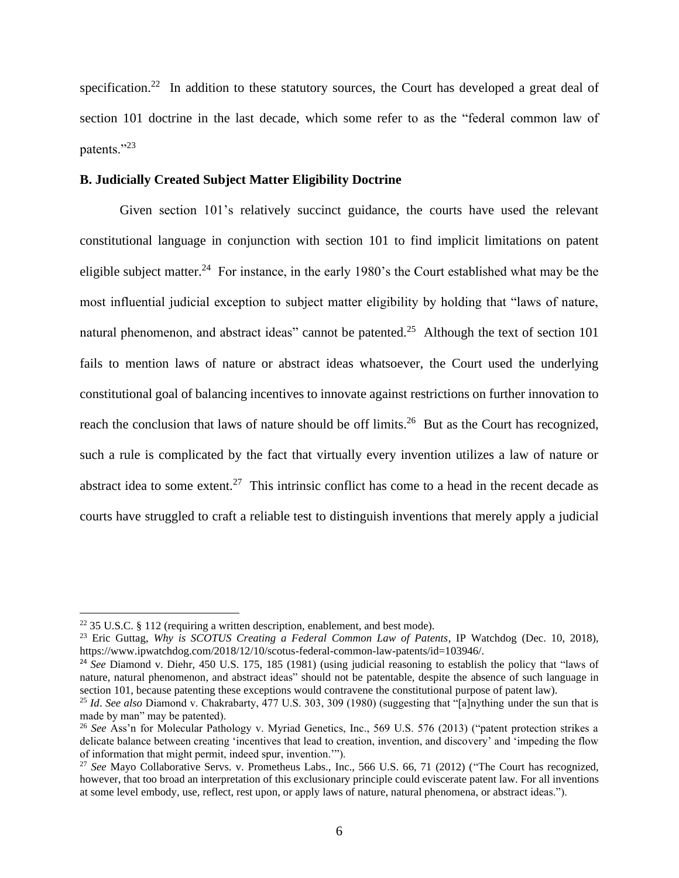specification.[22] In addition to these statutory sources, the Court has developed a great deal of section 101 doctrine in the last decade, which some refer to as the "federal common law of patents."[23]

**B. Judicially Created Subject Matter Eligibility Doctrine**

Given section 101's relatively succinct guidance, the courts have used the relevant constitutional language in conjunction with section 101 to find implicit limitations on patent eligible subject matter.[24] For instance, in the early 1980's the Court established what may be the most influential judicial exception to subject matter eligibility by holding that "laws of nature, natural phenomenon, and abstract ideas" cannot be patented.[25] Although the text of section 101 fails to mention laws of nature or abstract ideas whatsoever, the Court used the underlying constitutional goal of balancing incentives to innovate against restrictions on further innovation to reach the conclusion that laws of nature should be off limits.[26] But as the Court has recognized, such a rule is complicated by the fact that virtually every invention utilizes a law of nature or abstract idea to some extent.[27] This intrinsic conflict has come to a head in the recent decade as courts have struggled to craft a reliable test to distinguish inventions that merely apply a judicial

---

[22] 35 U.S.C. § 112 (requiring a written description, enablement, and best mode).

[23] Eric Guttag, *Why is SCOTUS Creating a Federal Common Law of Patents*, IP Watchdog (Dec. 10, 2018), https://www.ipwatchdog.com/2018/12/10/scotus-federal-common-law-patents/id=103946/.

[24] *See* Diamond v. Diehr, 450 U.S. 175, 185 (1981) (using judicial reasoning to establish the policy that "laws of nature, natural phenomenon, and abstract ideas" should not be patentable, despite the absence of such language in section 101, because patenting these exceptions would contravene the constitutional purpose of patent law).

[25] *Id*. *See also* Diamond v. Chakrabarty, 477 U.S. 303, 309 (1980) (suggesting that "[a]nything under the sun that is made by man" may be patented).

[26] *See* Ass'n for Molecular Pathology v. Myriad Genetics, Inc., 569 U.S. 576 (2013) ("patent protection strikes a delicate balance between creating 'incentives that lead to creation, invention, and discovery' and 'impeding the flow of information that might permit, indeed spur, invention.'").

[27] *See* Mayo Collaborative Servs. v. Prometheus Labs., Inc., 566 U.S. 66, 71 (2012) ("The Court has recognized, however, that too broad an interpretation of this exclusionary principle could eviscerate patent law. For all inventions at some level embody, use, reflect, rest upon, or apply laws of nature, natural phenomena, or abstract ideas.").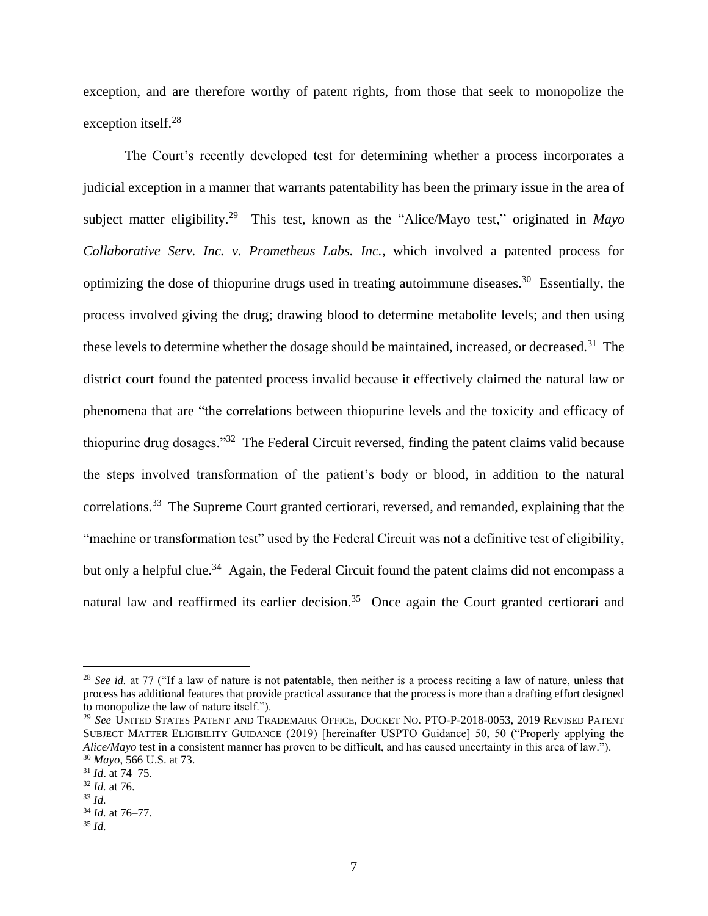exception, and are therefore worthy of patent rights, from those that seek to monopolize the exception itself.[28]

The Court's recently developed test for determining whether a process incorporates a judicial exception in a manner that warrants patentability has been the primary issue in the area of subject matter eligibility.[29] This test, known as the "Alice/Mayo test," originated in *Mayo Collaborative Serv. Inc. v. Prometheus Labs. Inc.*, which involved a patented process for optimizing the dose of thiopurine drugs used in treating autoimmune diseases.[30] Essentially, the process involved giving the drug; drawing blood to determine metabolite levels; and then using these levels to determine whether the dosage should be maintained, increased, or decreased.[31] The district court found the patented process invalid because it effectively claimed the natural law or phenomena that are "the correlations between thiopurine levels and the toxicity and efficacy of thiopurine drug dosages."[32] The Federal Circuit reversed, finding the patent claims valid because the steps involved transformation of the patient's body or blood, in addition to the natural correlations.[33] The Supreme Court granted certiorari, reversed, and remanded, explaining that the "machine or transformation test" used by the Federal Circuit was not a definitive test of eligibility, but only a helpful clue.[34] Again, the Federal Circuit found the patent claims did not encompass a natural law and reaffirmed its earlier decision.[35] Once again the Court granted certiorari and

---

[28] *See id.* at 77 ("If a law of nature is not patentable, then neither is a process reciting a law of nature, unless that process has additional features that provide practical assurance that the process is more than a drafting effort designed to monopolize the law of nature itself.").

[29] *See* UNITED STATES PATENT AND TRADEMARK OFFICE, DOCKET NO. PTO-P-2018-0053, 2019 REVISED PATENT SUBJECT MATTER ELIGIBILITY GUIDANCE (2019) [hereinafter USPTO Guidance] 50, 50 ("Properly applying the *Alice/Mayo* test in a consistent manner has proven to be difficult, and has caused uncertainty in this area of law.").

[30] *Mayo*, 566 U.S. at 73.

[31] *Id*. at 74–75.

[32] *Id.* at 76.

[33] *Id.*

[34] *Id.* at 76–77.

[35] *Id.*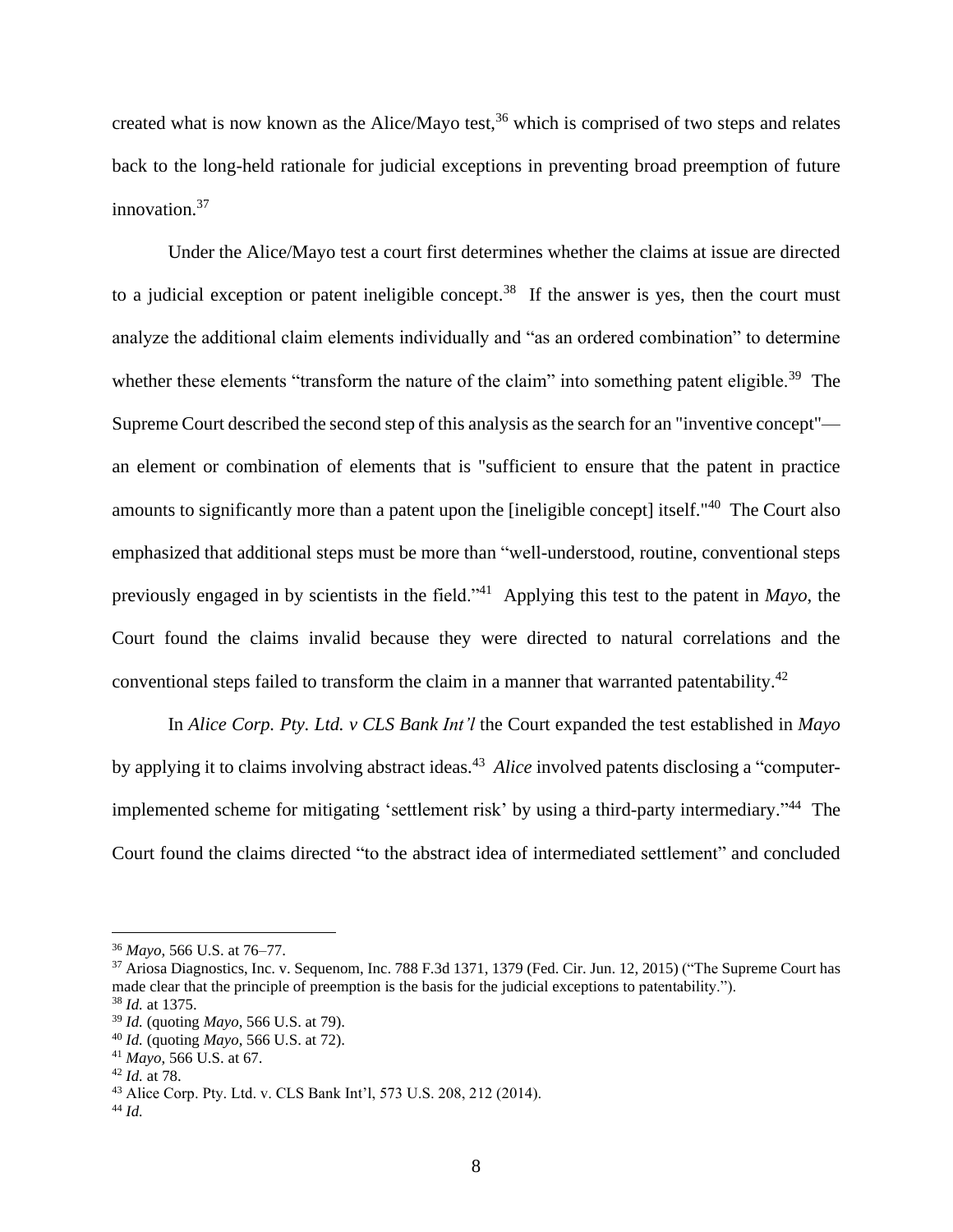created what is now known as the Alice/Mayo test,[36] which is comprised of two steps and relates back to the long-held rationale for judicial exceptions in preventing broad preemption of future innovation.[37]

Under the Alice/Mayo test a court first determines whether the claims at issue are directed to a judicial exception or patent ineligible concept.[38] If the answer is yes, then the court must analyze the additional claim elements individually and "as an ordered combination" to determine whether these elements "transform the nature of the claim" into something patent eligible.[39] The Supreme Court described the second step of this analysis as the search for an "inventive concept"—an element or combination of elements that is "sufficient to ensure that the patent in practice amounts to significantly more than a patent upon the [ineligible concept] itself."[40] The Court also emphasized that additional steps must be more than "well-understood, routine, conventional steps previously engaged in by scientists in the field."[41] Applying this test to the patent in *Mayo*, the Court found the claims invalid because they were directed to natural correlations and the conventional steps failed to transform the claim in a manner that warranted patentability.[42]

In *Alice Corp. Pty. Ltd. v CLS Bank Int'l* the Court expanded the test established in *Mayo* by applying it to claims involving abstract ideas.[43] *Alice* involved patents disclosing a "computer-implemented scheme for mitigating 'settlement risk' by using a third-party intermediary."[44] The Court found the claims directed "to the abstract idea of intermediated settlement" and concluded

---

[36] *Mayo*, 566 U.S. at 76–77.

[37] Ariosa Diagnostics, Inc. v. Sequenom, Inc. 788 F.3d 1371, 1379 (Fed. Cir. Jun. 12, 2015) ("The Supreme Court has made clear that the principle of preemption is the basis for the judicial exceptions to patentability.").

[38] *Id.* at 1375.

[39] *Id.* (quoting *Mayo*, 566 U.S. at 79).

[40] *Id.* (quoting *Mayo*, 566 U.S. at 72).

[41] *Mayo*, 566 U.S. at 67.

[42] *Id.* at 78.

[43] Alice Corp. Pty. Ltd. v. CLS Bank Int'l, 573 U.S. 208, 212 (2014).

[44] *Id.*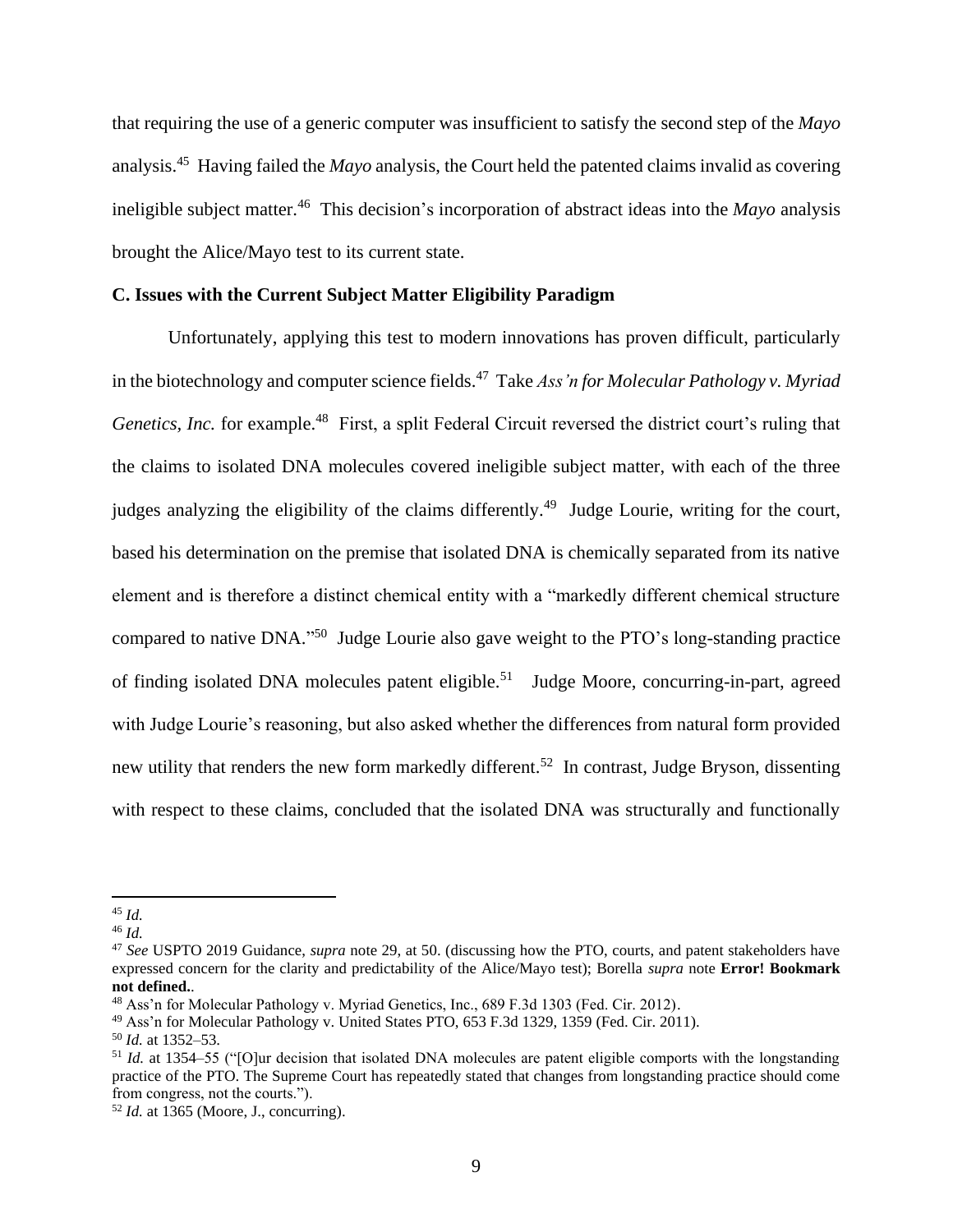that requiring the use of a generic computer was insufficient to satisfy the second step of the *Mayo* analysis.[45] Having failed the *Mayo* analysis, the Court held the patented claims invalid as covering ineligible subject matter.[46] This decision's incorporation of abstract ideas into the *Mayo* analysis brought the Alice/Mayo test to its current state.

**C. Issues with the Current Subject Matter Eligibility Paradigm**

Unfortunately, applying this test to modern innovations has proven difficult, particularly in the biotechnology and computer science fields.[47] Take *Ass'n for Molecular Pathology v. Myriad Genetics, Inc.* for example.[48] First, a split Federal Circuit reversed the district court's ruling that the claims to isolated DNA molecules covered ineligible subject matter, with each of the three judges analyzing the eligibility of the claims differently.[49] Judge Lourie, writing for the court, based his determination on the premise that isolated DNA is chemically separated from its native element and is therefore a distinct chemical entity with a "markedly different chemical structure compared to native DNA."[50] Judge Lourie also gave weight to the PTO's long-standing practice of finding isolated DNA molecules patent eligible.[51] Judge Moore, concurring-in-part, agreed with Judge Lourie's reasoning, but also asked whether the differences from natural form provided new utility that renders the new form markedly different.[52] In contrast, Judge Bryson, dissenting with respect to these claims, concluded that the isolated DNA was structurally and functionally

---

[45] *Id.*

[46] *Id.*

[47] *See* USPTO 2019 Guidance, *supra* note 29, at 50. (discussing how the PTO, courts, and patent stakeholders have expressed concern for the clarity and predictability of the Alice/Mayo test); Borella *supra* note **Error! Bookmark not defined.**.

[48] Ass'n for Molecular Pathology v. Myriad Genetics, Inc., 689 F.3d 1303 (Fed. Cir. 2012).

[49] Ass'n for Molecular Pathology v. United States PTO, 653 F.3d 1329, 1359 (Fed. Cir. 2011).

[50] *Id.* at 1352–53.

[51] *Id.* at 1354–55 ("[O]ur decision that isolated DNA molecules are patent eligible comports with the longstanding practice of the PTO. The Supreme Court has repeatedly stated that changes from longstanding practice should come from congress, not the courts.").

[52] *Id.* at 1365 (Moore, J., concurring).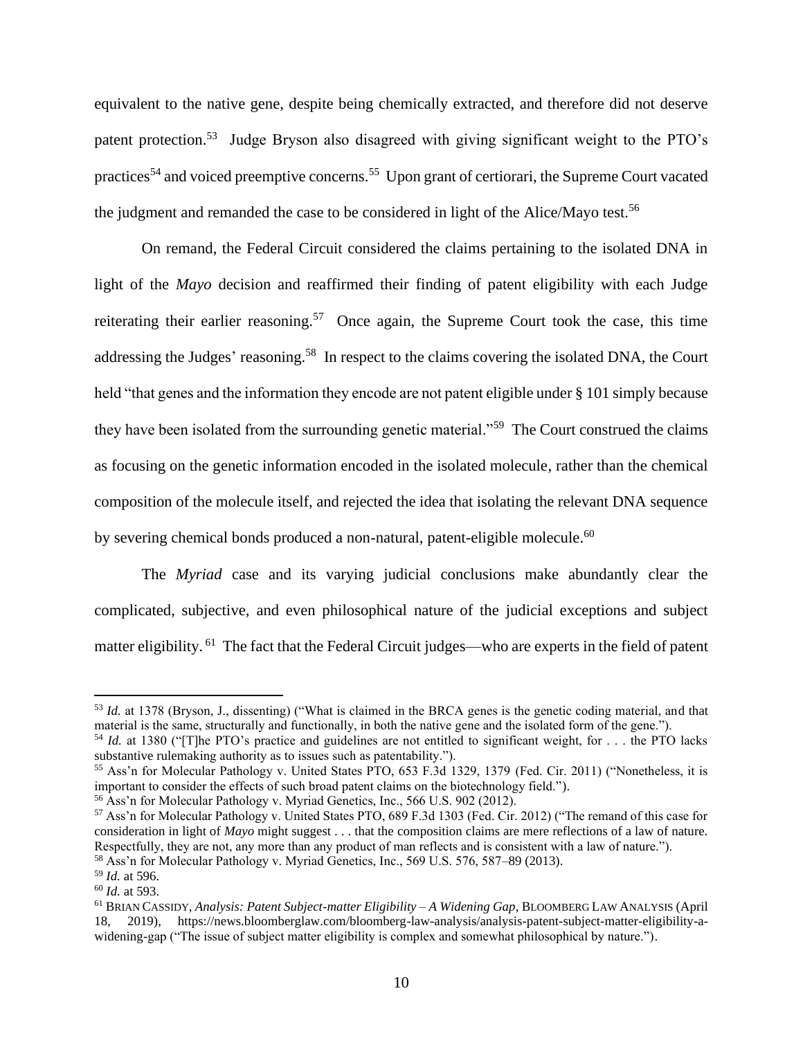equivalent to the native gene, despite being chemically extracted, and therefore did not deserve patent protection.[53] Judge Bryson also disagreed with giving significant weight to the PTO's practices[54] and voiced preemptive concerns.[55] Upon grant of certiorari, the Supreme Court vacated the judgment and remanded the case to be considered in light of the Alice/Mayo test.[56]

On remand, the Federal Circuit considered the claims pertaining to the isolated DNA in light of the *Mayo* decision and reaffirmed their finding of patent eligibility with each Judge reiterating their earlier reasoning.[57] Once again, the Supreme Court took the case, this time addressing the Judges' reasoning.[58] In respect to the claims covering the isolated DNA, the Court held "that genes and the information they encode are not patent eligible under § 101 simply because they have been isolated from the surrounding genetic material."[59] The Court construed the claims as focusing on the genetic information encoded in the isolated molecule, rather than the chemical composition of the molecule itself, and rejected the idea that isolating the relevant DNA sequence by severing chemical bonds produced a non-natural, patent-eligible molecule.[60]

The *Myriad* case and its varying judicial conclusions make abundantly clear the complicated, subjective, and even philosophical nature of the judicial exceptions and subject matter eligibility.[61] The fact that the Federal Circuit judges—who are experts in the field of patent

---

[53] *Id.* at 1378 (Bryson, J., dissenting) ("What is claimed in the BRCA genes is the genetic coding material, and that material is the same, structurally and functionally, in both the native gene and the isolated form of the gene.").

[54] *Id.* at 1380 ("[T]he PTO's practice and guidelines are not entitled to significant weight, for . . . the PTO lacks substantive rulemaking authority as to issues such as patentability.").

[55] Ass'n for Molecular Pathology v. United States PTO, 653 F.3d 1329, 1379 (Fed. Cir. 2011) ("Nonetheless, it is important to consider the effects of such broad patent claims on the biotechnology field.").

[56] Ass'n for Molecular Pathology v. Myriad Genetics, Inc., 566 U.S. 902 (2012).

[57] Ass'n for Molecular Pathology v. United States PTO, 689 F.3d 1303 (Fed. Cir. 2012) ("The remand of this case for consideration in light of *Mayo* might suggest . . . that the composition claims are mere reflections of a law of nature. Respectfully, they are not, any more than any product of man reflects and is consistent with a law of nature.").

[58] Ass'n for Molecular Pathology v. Myriad Genetics, Inc., 569 U.S. 576, 587–89 (2013).

[59] *Id.* at 596.

[60] *Id.* at 593.

[61] BRIAN CASSIDY, *Analysis: Patent Subject-matter Eligibility – A Widening Gap*, BLOOMBERG LAW ANALYSIS (April 18, 2019), https://news.bloomberglaw.com/bloomberg-law-analysis/analysis-patent-subject-matter-eligibility-a-widening-gap ("The issue of subject matter eligibility is complex and somewhat philosophical by nature.").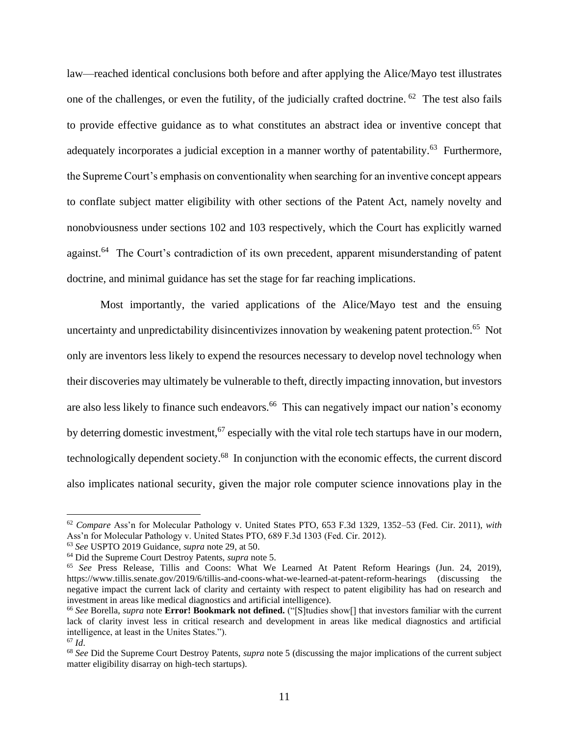law—reached identical conclusions both before and after applying the Alice/Mayo test illustrates one of the challenges, or even the futility, of the judicially crafted doctrine. [62] The test also fails to provide effective guidance as to what constitutes an abstract idea or inventive concept that adequately incorporates a judicial exception in a manner worthy of patentability.[63] Furthermore, the Supreme Court's emphasis on conventionality when searching for an inventive concept appears to conflate subject matter eligibility with other sections of the Patent Act, namely novelty and nonobviousness under sections 102 and 103 respectively, which the Court has explicitly warned against.[64] The Court's contradiction of its own precedent, apparent misunderstanding of patent doctrine, and minimal guidance has set the stage for far reaching implications.

Most importantly, the varied applications of the Alice/Mayo test and the ensuing uncertainty and unpredictability disincentivizes innovation by weakening patent protection.[65] Not only are inventors less likely to expend the resources necessary to develop novel technology when their discoveries may ultimately be vulnerable to theft, directly impacting innovation, but investors are also less likely to finance such endeavors.[66] This can negatively impact our nation's economy by deterring domestic investment,[67] especially with the vital role tech startups have in our modern, technologically dependent society.[68] In conjunction with the economic effects, the current discord also implicates national security, given the major role computer science innovations play in the

---

[62] *Compare* Ass'n for Molecular Pathology v. United States PTO, 653 F.3d 1329, 1352–53 (Fed. Cir. 2011), *with* Ass'n for Molecular Pathology v. United States PTO, 689 F.3d 1303 (Fed. Cir. 2012).

[63] *See* USPTO 2019 Guidance, *supra* note 29, at 50.

[64] Did the Supreme Court Destroy Patents, *supra* note 5.

[65] *See* Press Release, Tillis and Coons: What We Learned At Patent Reform Hearings (Jun. 24, 2019), https://www.tillis.senate.gov/2019/6/tillis-and-coons-what-we-learned-at-patent-reform-hearings (discussing the negative impact the current lack of clarity and certainty with respect to patent eligibility has had on research and investment in areas like medical diagnostics and artificial intelligence).

[66] *See* Borella, *supra* note **Error! Bookmark not defined.** ("[S]tudies show[] that investors familiar with the current lack of clarity invest less in critical research and development in areas like medical diagnostics and artificial intelligence, at least in the Unites States.").

[67] *Id*.

[68] *See* Did the Supreme Court Destroy Patents, *supra* note 5 (discussing the major implications of the current subject matter eligibility disarray on high-tech startups).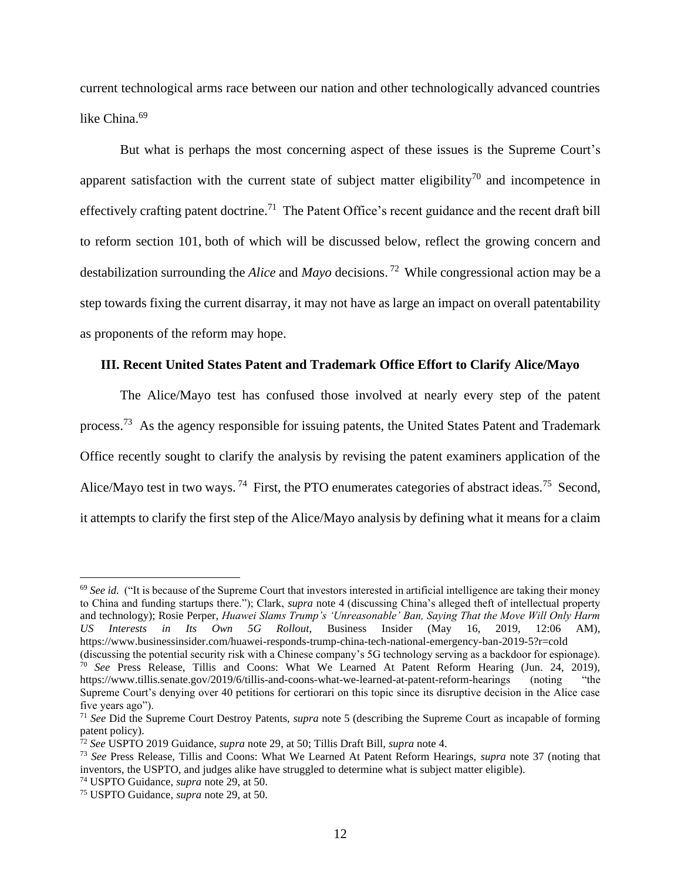current technological arms race between our nation and other technologically advanced countries like China.[69]

But what is perhaps the most concerning aspect of these issues is the Supreme Court's apparent satisfaction with the current state of subject matter eligibility[70] and incompetence in effectively crafting patent doctrine.[71] The Patent Office's recent guidance and the recent draft bill to reform section 101, both of which will be discussed below, reflect the growing concern and destabilization surrounding the *Alice* and *Mayo* decisions.[72] While congressional action may be a step towards fixing the current disarray, it may not have as large an impact on overall patentability as proponents of the reform may hope.

### III. Recent United States Patent and Trademark Office Effort to Clarify Alice/Mayo

The Alice/Mayo test has confused those involved at nearly every step of the patent process.[73] As the agency responsible for issuing patents, the United States Patent and Trademark Office recently sought to clarify the analysis by revising the patent examiners application of the Alice/Mayo test in two ways.[74] First, the PTO enumerates categories of abstract ideas.[75] Second, it attempts to clarify the first step of the Alice/Mayo analysis by defining what it means for a claim

---

[69] *See id.* ("It is because of the Supreme Court that investors interested in artificial intelligence are taking their money to China and funding startups there."); Clark, *supra* note 4 (discussing China's alleged theft of intellectual property and technology); Rosie Perper, *Huawei Slams Trump's 'Unreasonable' Ban, Saying That the Move Will Only Harm US Interests in Its Own 5G Rollout,* Business Insider (May 16, 2019, 12:06 AM), https://www.businessinsider.com/huawei-responds-trump-china-tech-national-emergency-ban-2019-5?r=cold (discussing the potential security risk with a Chinese company's 5G technology serving as a backdoor for espionage).

[70] *See* Press Release, Tillis and Coons: What We Learned At Patent Reform Hearing (Jun. 24, 2019), https://www.tillis.senate.gov/2019/6/tillis-and-coons-what-we-learned-at-patent-reform-hearings (noting "the Supreme Court's denying over 40 petitions for certiorari on this topic since its disruptive decision in the Alice case five years ago").

[71] *See* Did the Supreme Court Destroy Patents, *supra* note 5 (describing the Supreme Court as incapable of forming patent policy).

[72] *See* USPTO 2019 Guidance, *supra* note 29, at 50; Tillis Draft Bill, *supra* note 4.

[73] *See* Press Release, Tillis and Coons: What We Learned At Patent Reform Hearings, *supra* note 37 (noting that inventors, the USPTO, and judges alike have struggled to determine what is subject matter eligible).

[74] USPTO Guidance, *supra* note 29, at 50.

[75] USPTO Guidance, *supra* note 29, at 50.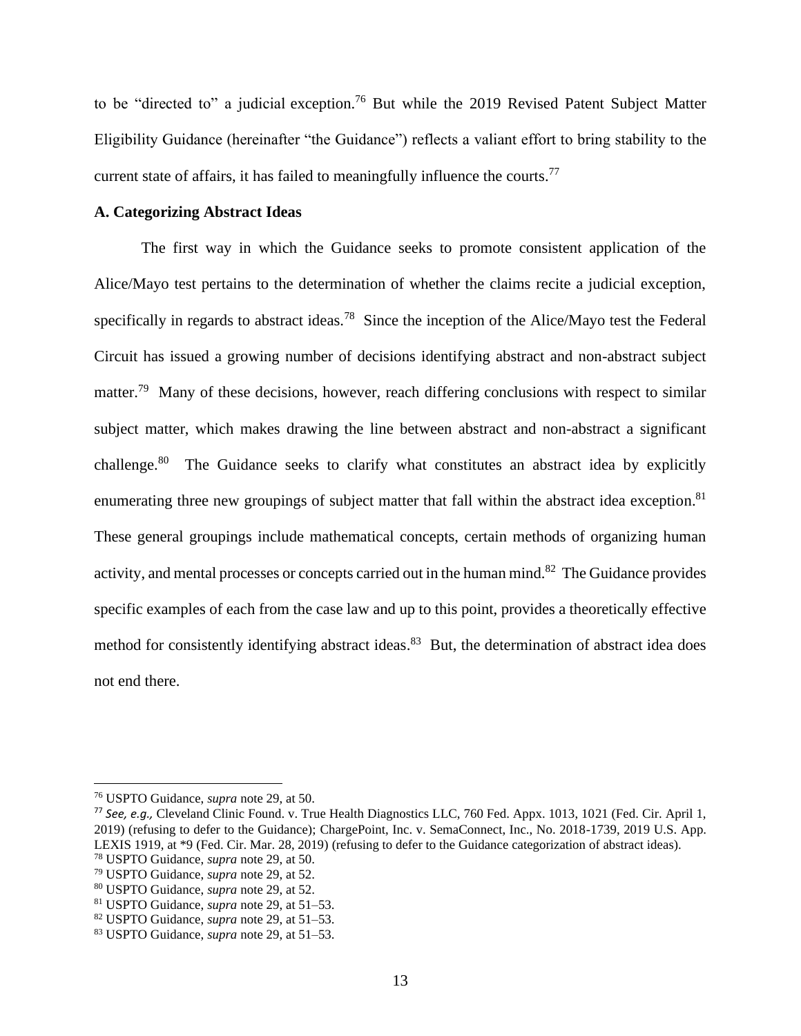to be "directed to" a judicial exception.[76] But while the 2019 Revised Patent Subject Matter Eligibility Guidance (hereinafter "the Guidance") reflects a valiant effort to bring stability to the current state of affairs, it has failed to meaningfully influence the courts.[77]

**A. Categorizing Abstract Ideas**

The first way in which the Guidance seeks to promote consistent application of the Alice/Mayo test pertains to the determination of whether the claims recite a judicial exception, specifically in regards to abstract ideas.[78] Since the inception of the Alice/Mayo test the Federal Circuit has issued a growing number of decisions identifying abstract and non-abstract subject matter.[79] Many of these decisions, however, reach differing conclusions with respect to similar subject matter, which makes drawing the line between abstract and non-abstract a significant challenge.[80] The Guidance seeks to clarify what constitutes an abstract idea by explicitly enumerating three new groupings of subject matter that fall within the abstract idea exception.[81] These general groupings include mathematical concepts, certain methods of organizing human activity, and mental processes or concepts carried out in the human mind.[82] The Guidance provides specific examples of each from the case law and up to this point, provides a theoretically effective method for consistently identifying abstract ideas.[83] But, the determination of abstract idea does not end there.

[76] USPTO Guidance, *supra* note 29, at 50.
[77] *See, e.g.,* Cleveland Clinic Found. v. True Health Diagnostics LLC, 760 Fed. Appx. 1013, 1021 (Fed. Cir. April 1, 2019) (refusing to defer to the Guidance); ChargePoint, Inc. v. SemaConnect, Inc., No. 2018-1739, 2019 U.S. App. LEXIS 1919, at *9 (Fed. Cir. Mar. 28, 2019) (refusing to defer to the Guidance categorization of abstract ideas).
[78] USPTO Guidance, *supra* note 29, at 50.
[79] USPTO Guidance, *supra* note 29, at 52.
[80] USPTO Guidance, *supra* note 29, at 52.
[81] USPTO Guidance, *supra* note 29, at 51–53.
[82] USPTO Guidance, *supra* note 29, at 51–53.
[83] USPTO Guidance, *supra* note 29, at 51–53.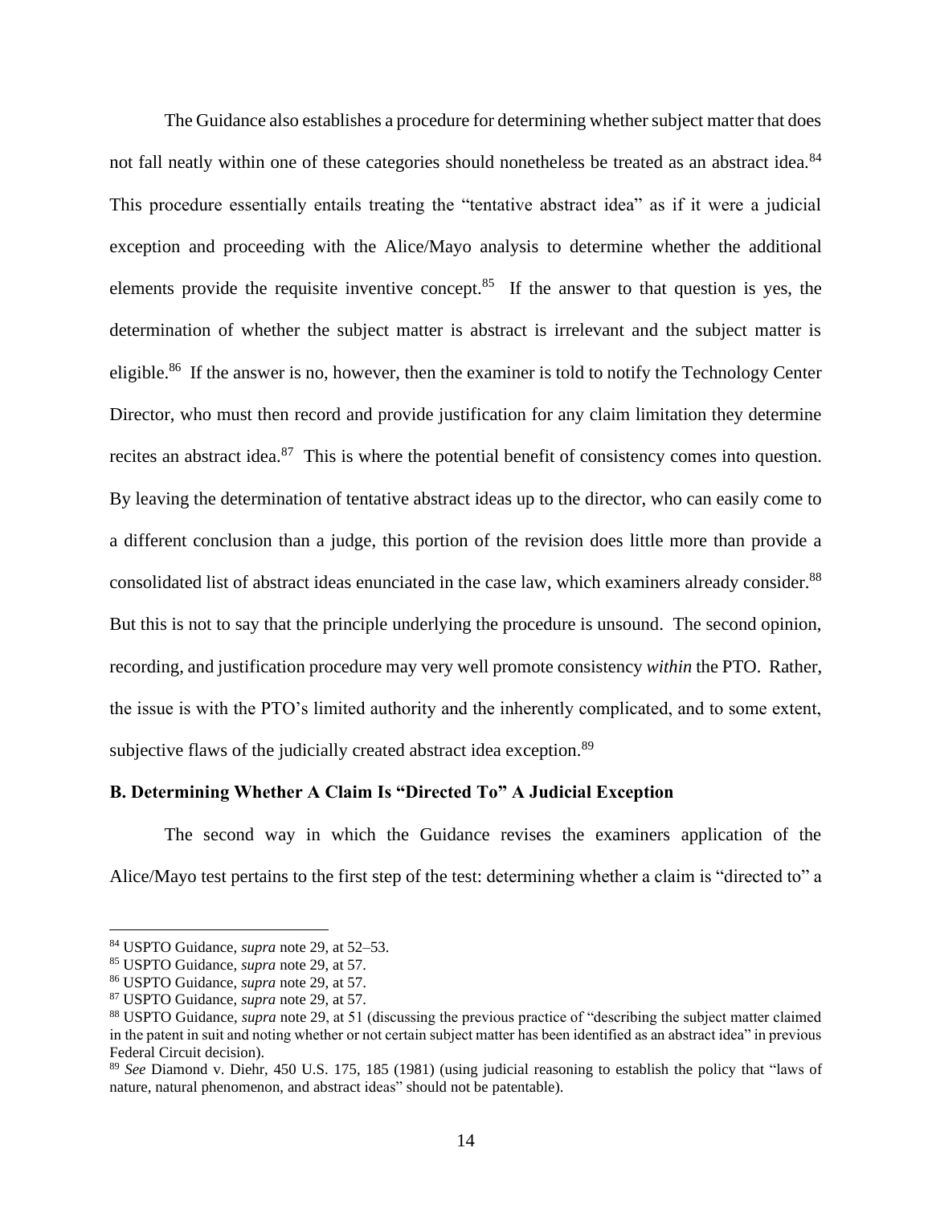The Guidance also establishes a procedure for determining whether subject matter that does not fall neatly within one of these categories should nonetheless be treated as an abstract idea.[84] This procedure essentially entails treating the "tentative abstract idea" as if it were a judicial exception and proceeding with the Alice/Mayo analysis to determine whether the additional elements provide the requisite inventive concept.[85] If the answer to that question is yes, the determination of whether the subject matter is abstract is irrelevant and the subject matter is eligible.[86] If the answer is no, however, then the examiner is told to notify the Technology Center Director, who must then record and provide justification for any claim limitation they determine recites an abstract idea.[87] This is where the potential benefit of consistency comes into question. By leaving the determination of tentative abstract ideas up to the director, who can easily come to a different conclusion than a judge, this portion of the revision does little more than provide a consolidated list of abstract ideas enunciated in the case law, which examiners already consider.[88] But this is not to say that the principle underlying the procedure is unsound. The second opinion, recording, and justification procedure may very well promote consistency *within* the PTO. Rather, the issue is with the PTO's limited authority and the inherently complicated, and to some extent, subjective flaws of the judicially created abstract idea exception.[89]

### B. Determining Whether A Claim Is "Directed To" A Judicial Exception

The second way in which the Guidance revises the examiners application of the Alice/Mayo test pertains to the first step of the test: determining whether a claim is "directed to" a

---

[84] USPTO Guidance, *supra* note 29, at 52–53.

[85] USPTO Guidance, *supra* note 29, at 57.

[86] USPTO Guidance, *supra* note 29, at 57.

[87] USPTO Guidance, *supra* note 29, at 57.

[88] USPTO Guidance, *supra* note 29, at 51 (discussing the previous practice of "describing the subject matter claimed in the patent in suit and noting whether or not certain subject matter has been identified as an abstract idea" in previous Federal Circuit decision).

[89] *See* Diamond v. Diehr, 450 U.S. 175, 185 (1981) (using judicial reasoning to establish the policy that "laws of nature, natural phenomenon, and abstract ideas" should not be patentable).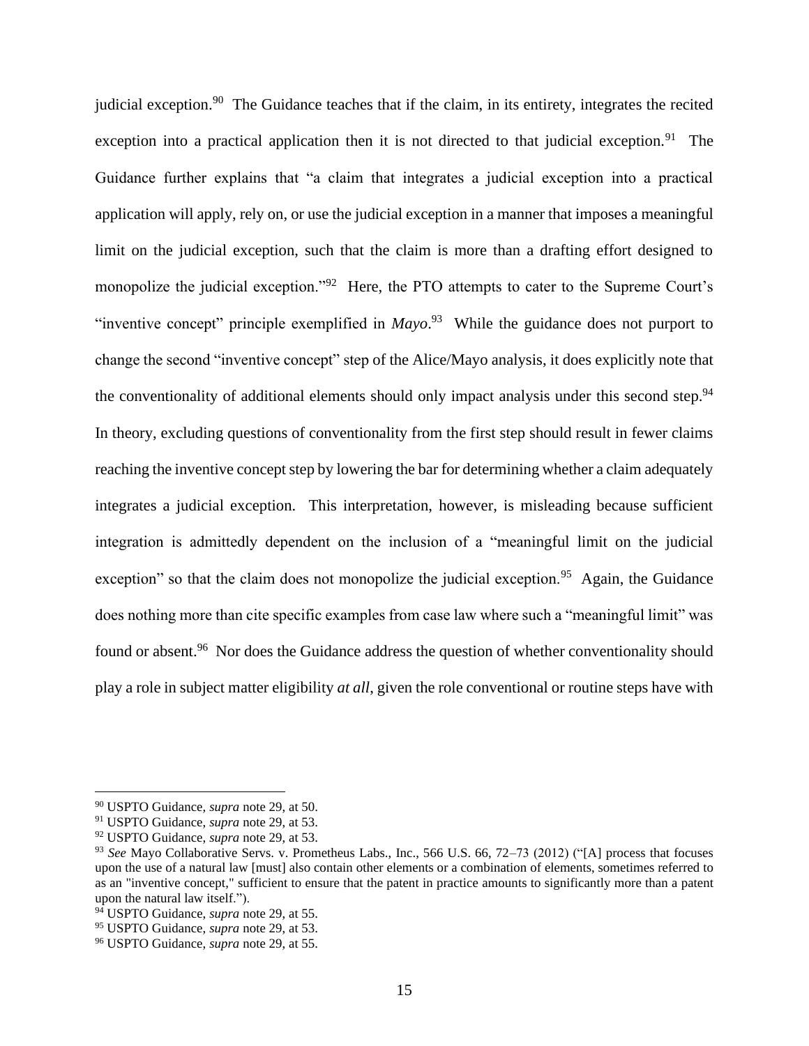judicial exception.[90] The Guidance teaches that if the claim, in its entirety, integrates the recited exception into a practical application then it is not directed to that judicial exception.[91] The Guidance further explains that "a claim that integrates a judicial exception into a practical application will apply, rely on, or use the judicial exception in a manner that imposes a meaningful limit on the judicial exception, such that the claim is more than a drafting effort designed to monopolize the judicial exception."[92] Here, the PTO attempts to cater to the Supreme Court's "inventive concept" principle exemplified in *Mayo*.[93] While the guidance does not purport to change the second "inventive concept" step of the Alice/Mayo analysis, it does explicitly note that the conventionality of additional elements should only impact analysis under this second step.[94] In theory, excluding questions of conventionality from the first step should result in fewer claims reaching the inventive concept step by lowering the bar for determining whether a claim adequately integrates a judicial exception. This interpretation, however, is misleading because sufficient integration is admittedly dependent on the inclusion of a "meaningful limit on the judicial exception" so that the claim does not monopolize the judicial exception.[95] Again, the Guidance does nothing more than cite specific examples from case law where such a "meaningful limit" was found or absent.[96] Nor does the Guidance address the question of whether conventionality should play a role in subject matter eligibility *at all*, given the role conventional or routine steps have with

---

[90] USPTO Guidance, *supra* note 29, at 50.

[91] USPTO Guidance, *supra* note 29, at 53.

[92] USPTO Guidance, *supra* note 29, at 53.

[93] *See* Mayo Collaborative Servs. v. Prometheus Labs., Inc., 566 U.S. 66, 72–73 (2012) ("[A] process that focuses upon the use of a natural law [must] also contain other elements or a combination of elements, sometimes referred to as an "inventive concept," sufficient to ensure that the patent in practice amounts to significantly more than a patent upon the natural law itself.").

[94] USPTO Guidance, *supra* note 29, at 55.

[95] USPTO Guidance, *supra* note 29, at 53.

[96] USPTO Guidance, *supra* note 29, at 55.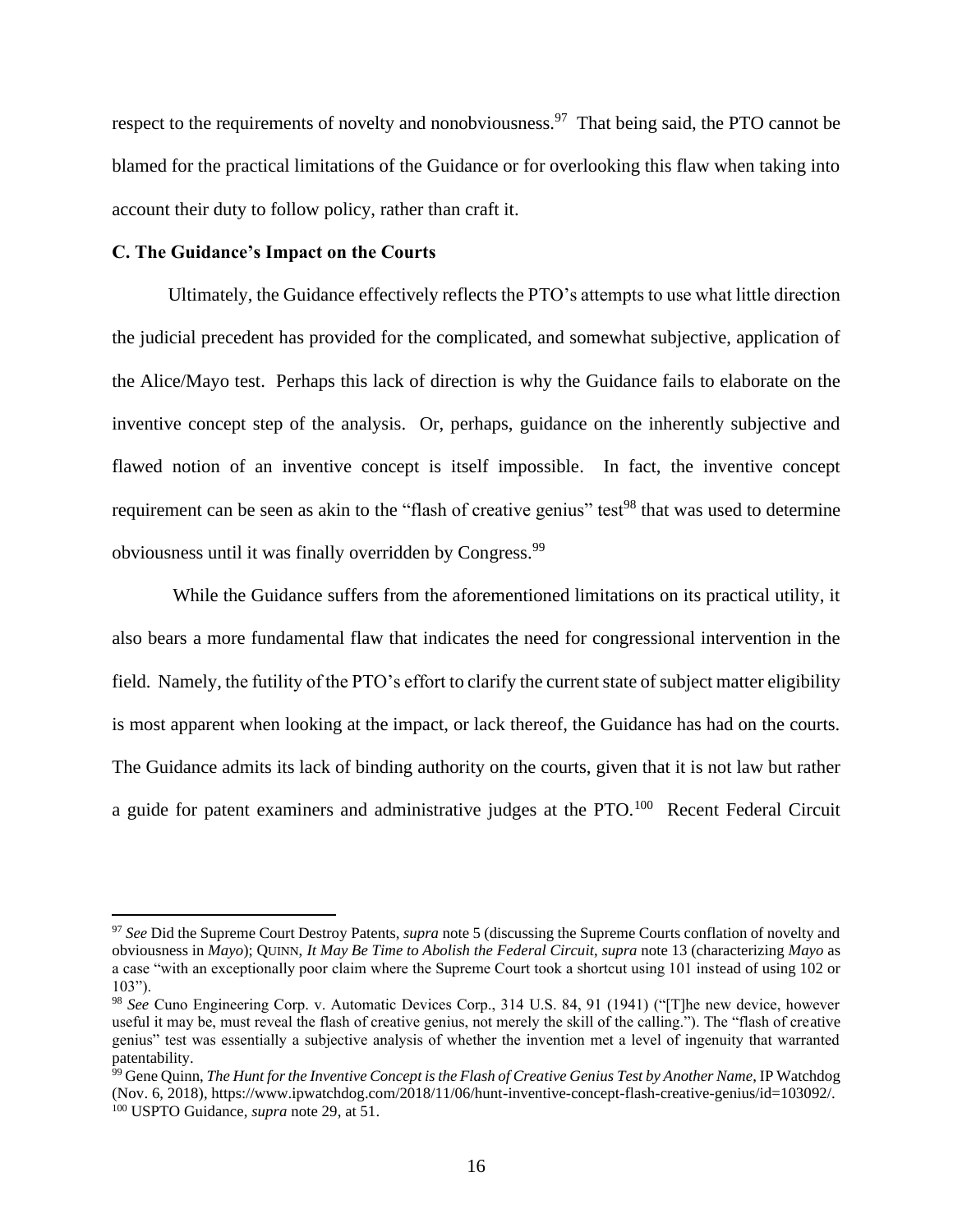respect to the requirements of novelty and nonobviousness.[97] That being said, the PTO cannot be blamed for the practical limitations of the Guidance or for overlooking this flaw when taking into account their duty to follow policy, rather than craft it.

**C. The Guidance's Impact on the Courts**

Ultimately, the Guidance effectively reflects the PTO's attempts to use what little direction the judicial precedent has provided for the complicated, and somewhat subjective, application of the Alice/Mayo test. Perhaps this lack of direction is why the Guidance fails to elaborate on the inventive concept step of the analysis. Or, perhaps, guidance on the inherently subjective and flawed notion of an inventive concept is itself impossible. In fact, the inventive concept requirement can be seen as akin to the "flash of creative genius" test[98] that was used to determine obviousness until it was finally overridden by Congress.[99]

While the Guidance suffers from the aforementioned limitations on its practical utility, it also bears a more fundamental flaw that indicates the need for congressional intervention in the field. Namely, the futility of the PTO's effort to clarify the current state of subject matter eligibility is most apparent when looking at the impact, or lack thereof, the Guidance has had on the courts. The Guidance admits its lack of binding authority on the courts, given that it is not law but rather a guide for patent examiners and administrative judges at the PTO.[100] Recent Federal Circuit

---

[97] *See* Did the Supreme Court Destroy Patents, *supra* note 5 (discussing the Supreme Courts conflation of novelty and obviousness in *Mayo*); QUINN, *It May Be Time to Abolish the Federal Circuit*, *supra* note 13 (characterizing *Mayo* as a case "with an exceptionally poor claim where the Supreme Court took a shortcut using 101 instead of using 102 or 103").

[98] *See* Cuno Engineering Corp. v. Automatic Devices Corp., 314 U.S. 84, 91 (1941) ("[T]he new device, however useful it may be, must reveal the flash of creative genius, not merely the skill of the calling."). The "flash of creative genius" test was essentially a subjective analysis of whether the invention met a level of ingenuity that warranted patentability.

[99] Gene Quinn, *The Hunt for the Inventive Concept is the Flash of Creative Genius Test by Another Name*, IP Watchdog (Nov. 6, 2018), https://www.ipwatchdog.com/2018/11/06/hunt-inventive-concept-flash-creative-genius/id=103092/.

[100] USPTO Guidance, *supra* note 29, at 51.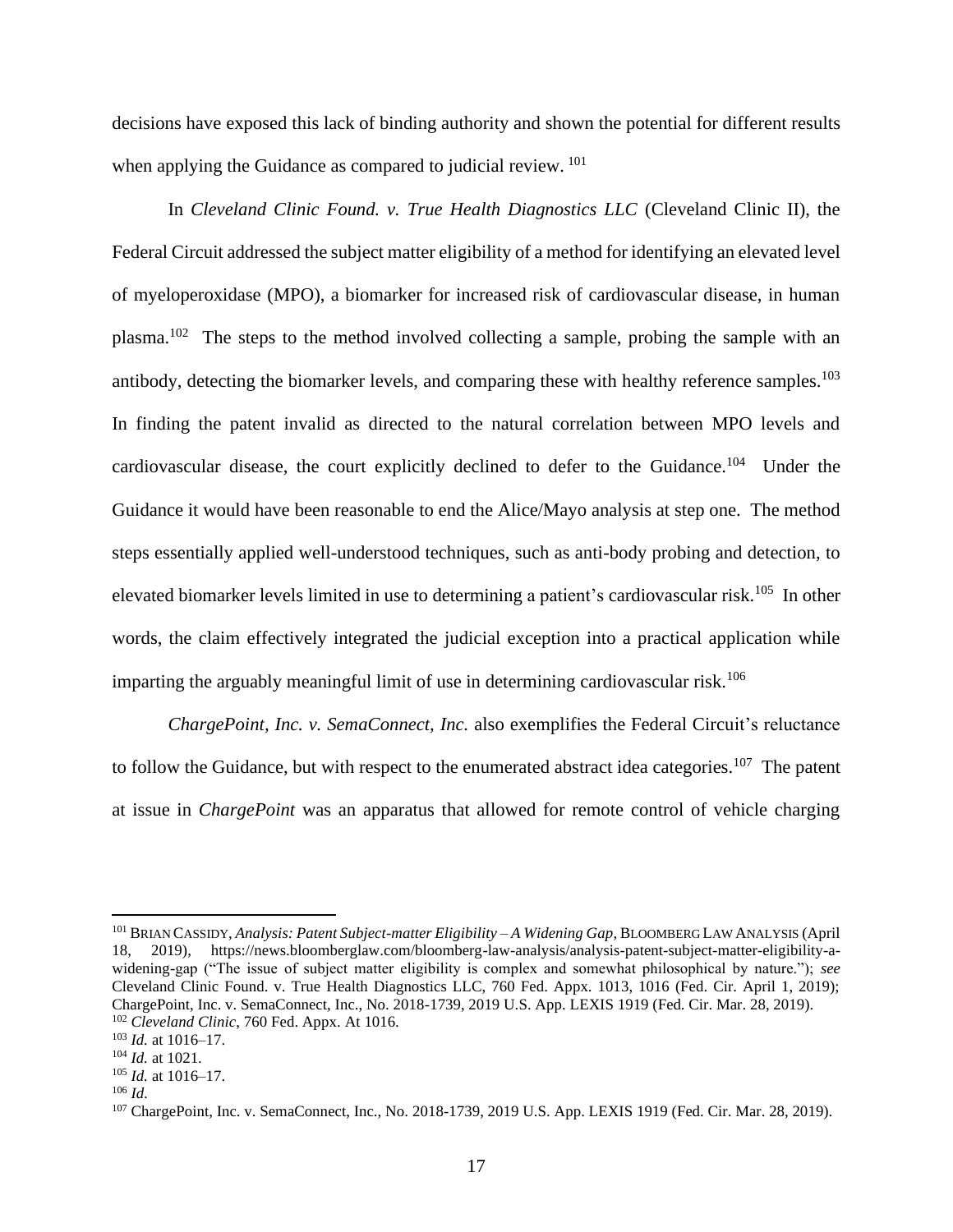decisions have exposed this lack of binding authority and shown the potential for different results when applying the Guidance as compared to judicial review. [101]

In *Cleveland Clinic Found. v. True Health Diagnostics LLC* (Cleveland Clinic II), the Federal Circuit addressed the subject matter eligibility of a method for identifying an elevated level of myeloperoxidase (MPO), a biomarker for increased risk of cardiovascular disease, in human plasma.[102] The steps to the method involved collecting a sample, probing the sample with an antibody, detecting the biomarker levels, and comparing these with healthy reference samples.[103] In finding the patent invalid as directed to the natural correlation between MPO levels and cardiovascular disease, the court explicitly declined to defer to the Guidance.[104] Under the Guidance it would have been reasonable to end the Alice/Mayo analysis at step one. The method steps essentially applied well-understood techniques, such as anti-body probing and detection, to elevated biomarker levels limited in use to determining a patient's cardiovascular risk.[105] In other words, the claim effectively integrated the judicial exception into a practical application while imparting the arguably meaningful limit of use in determining cardiovascular risk.[106]

*ChargePoint, Inc. v. SemaConnect, Inc.* also exemplifies the Federal Circuit's reluctance to follow the Guidance, but with respect to the enumerated abstract idea categories.[107] The patent at issue in *ChargePoint* was an apparatus that allowed for remote control of vehicle charging

---

[101] BRIAN CASSIDY, *Analysis: Patent Subject-matter Eligibility – A Widening Gap*, BLOOMBERG LAW ANALYSIS (April 18, 2019), https://news.bloomberglaw.com/bloomberg-law-analysis/analysis-patent-subject-matter-eligibility-a-widening-gap ("The issue of subject matter eligibility is complex and somewhat philosophical by nature."); *see* Cleveland Clinic Found. v. True Health Diagnostics LLC, 760 Fed. Appx. 1013, 1016 (Fed. Cir. April 1, 2019); ChargePoint, Inc. v. SemaConnect, Inc., No. 2018-1739, 2019 U.S. App. LEXIS 1919 (Fed. Cir. Mar. 28, 2019).

[102] *Cleveland Clinic*, 760 Fed. Appx. At 1016.

[103] *Id.* at 1016–17.

[104] *Id.* at 1021.

[105] *Id.* at 1016–17.

[106] *Id.*

[107] ChargePoint, Inc. v. SemaConnect, Inc., No. 2018-1739, 2019 U.S. App. LEXIS 1919 (Fed. Cir. Mar. 28, 2019).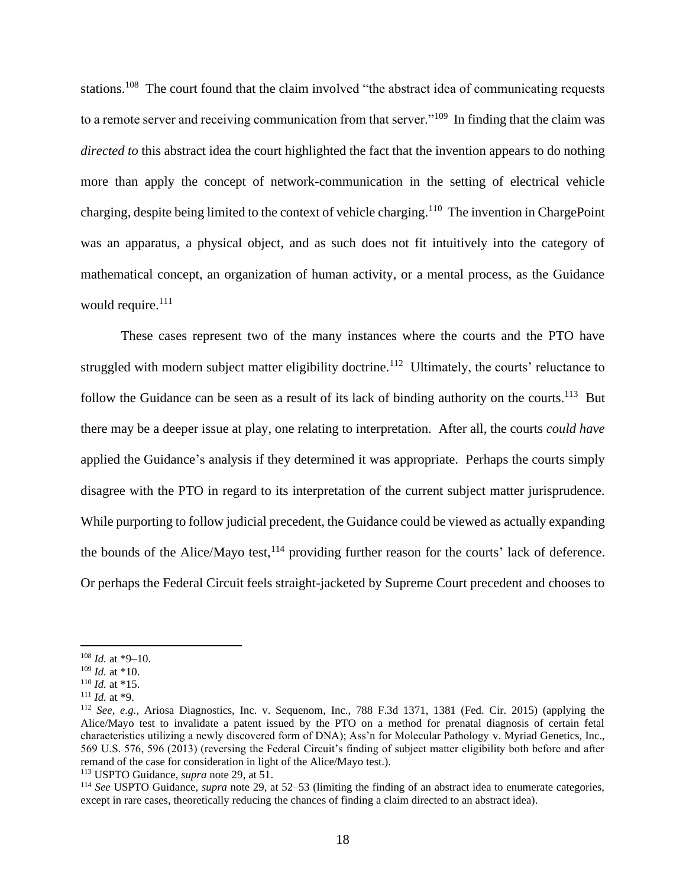stations.[108] The court found that the claim involved "the abstract idea of communicating requests to a remote server and receiving communication from that server."[109] In finding that the claim was *directed to* this abstract idea the court highlighted the fact that the invention appears to do nothing more than apply the concept of network-communication in the setting of electrical vehicle charging, despite being limited to the context of vehicle charging.[110] The invention in ChargePoint was an apparatus, a physical object, and as such does not fit intuitively into the category of mathematical concept, an organization of human activity, or a mental process, as the Guidance would require.[111]

These cases represent two of the many instances where the courts and the PTO have struggled with modern subject matter eligibility doctrine.[112] Ultimately, the courts' reluctance to follow the Guidance can be seen as a result of its lack of binding authority on the courts.[113] But there may be a deeper issue at play, one relating to interpretation. After all, the courts *could have* applied the Guidance's analysis if they determined it was appropriate. Perhaps the courts simply disagree with the PTO in regard to its interpretation of the current subject matter jurisprudence. While purporting to follow judicial precedent, the Guidance could be viewed as actually expanding the bounds of the Alice/Mayo test,[114] providing further reason for the courts' lack of deference. Or perhaps the Federal Circuit feels straight-jacketed by Supreme Court precedent and chooses to

---

[108] *Id.* at *9–10.

[109] *Id.* at *10.

[110] *Id.* at *15.

[111] *Id.* at *9.

[112] *See, e.g.,* Ariosa Diagnostics, Inc. v. Sequenom, Inc., 788 F.3d 1371, 1381 (Fed. Cir. 2015) (applying the Alice/Mayo test to invalidate a patent issued by the PTO on a method for prenatal diagnosis of certain fetal characteristics utilizing a newly discovered form of DNA); Ass'n for Molecular Pathology v. Myriad Genetics, Inc., 569 U.S. 576, 596 (2013) (reversing the Federal Circuit's finding of subject matter eligibility both before and after remand of the case for consideration in light of the Alice/Mayo test.).

[113] USPTO Guidance, *supra* note 29, at 51.

[114] *See* USPTO Guidance, *supra* note 29, at 52–53 (limiting the finding of an abstract idea to enumerate categories, except in rare cases, theoretically reducing the chances of finding a claim directed to an abstract idea).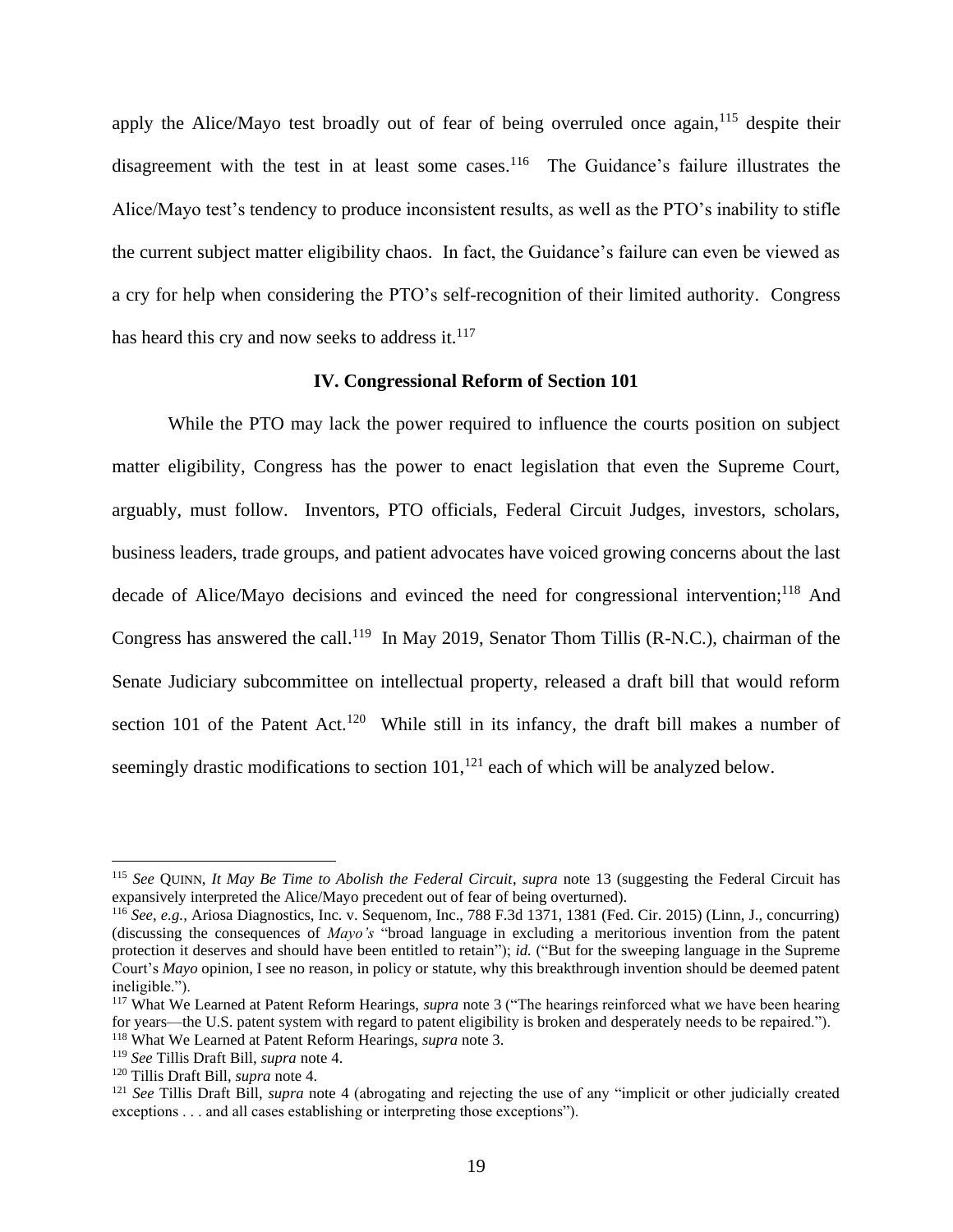apply the Alice/Mayo test broadly out of fear of being overruled once again,[115] despite their disagreement with the test in at least some cases.[116] The Guidance's failure illustrates the Alice/Mayo test's tendency to produce inconsistent results, as well as the PTO's inability to stifle the current subject matter eligibility chaos. In fact, the Guidance's failure can even be viewed as a cry for help when considering the PTO's self-recognition of their limited authority. Congress has heard this cry and now seeks to address it.[117]

### IV. Congressional Reform of Section 101

While the PTO may lack the power required to influence the courts position on subject matter eligibility, Congress has the power to enact legislation that even the Supreme Court, arguably, must follow. Inventors, PTO officials, Federal Circuit Judges, investors, scholars, business leaders, trade groups, and patient advocates have voiced growing concerns about the last decade of Alice/Mayo decisions and evinced the need for congressional intervention;[118] And Congress has answered the call.[119] In May 2019, Senator Thom Tillis (R-N.C.), chairman of the Senate Judiciary subcommittee on intellectual property, released a draft bill that would reform section 101 of the Patent Act.[120] While still in its infancy, the draft bill makes a number of seemingly drastic modifications to section 101,[121] each of which will be analyzed below.

---

[115] *See* QUINN, *It May Be Time to Abolish the Federal Circuit*, *supra* note 13 (suggesting the Federal Circuit has expansively interpreted the Alice/Mayo precedent out of fear of being overturned).

[116] *See, e.g.*, Ariosa Diagnostics, Inc. v. Sequenom, Inc., 788 F.3d 1371, 1381 (Fed. Cir. 2015) (Linn, J., concurring) (discussing the consequences of *Mayo's* "broad language in excluding a meritorious invention from the patent protection it deserves and should have been entitled to retain"); *id.* ("But for the sweeping language in the Supreme Court's *Mayo* opinion, I see no reason, in policy or statute, why this breakthrough invention should be deemed patent ineligible.").

[117] What We Learned at Patent Reform Hearings, *supra* note 3 ("The hearings reinforced what we have been hearing for years—the U.S. patent system with regard to patent eligibility is broken and desperately needs to be repaired.").

[118] What We Learned at Patent Reform Hearings, *supra* note 3.

[119] *See* Tillis Draft Bill, *supra* note 4.

[120] Tillis Draft Bill, *supra* note 4.

[121] *See* Tillis Draft Bill, *supra* note 4 (abrogating and rejecting the use of any "implicit or other judicially created exceptions . . . and all cases establishing or interpreting those exceptions").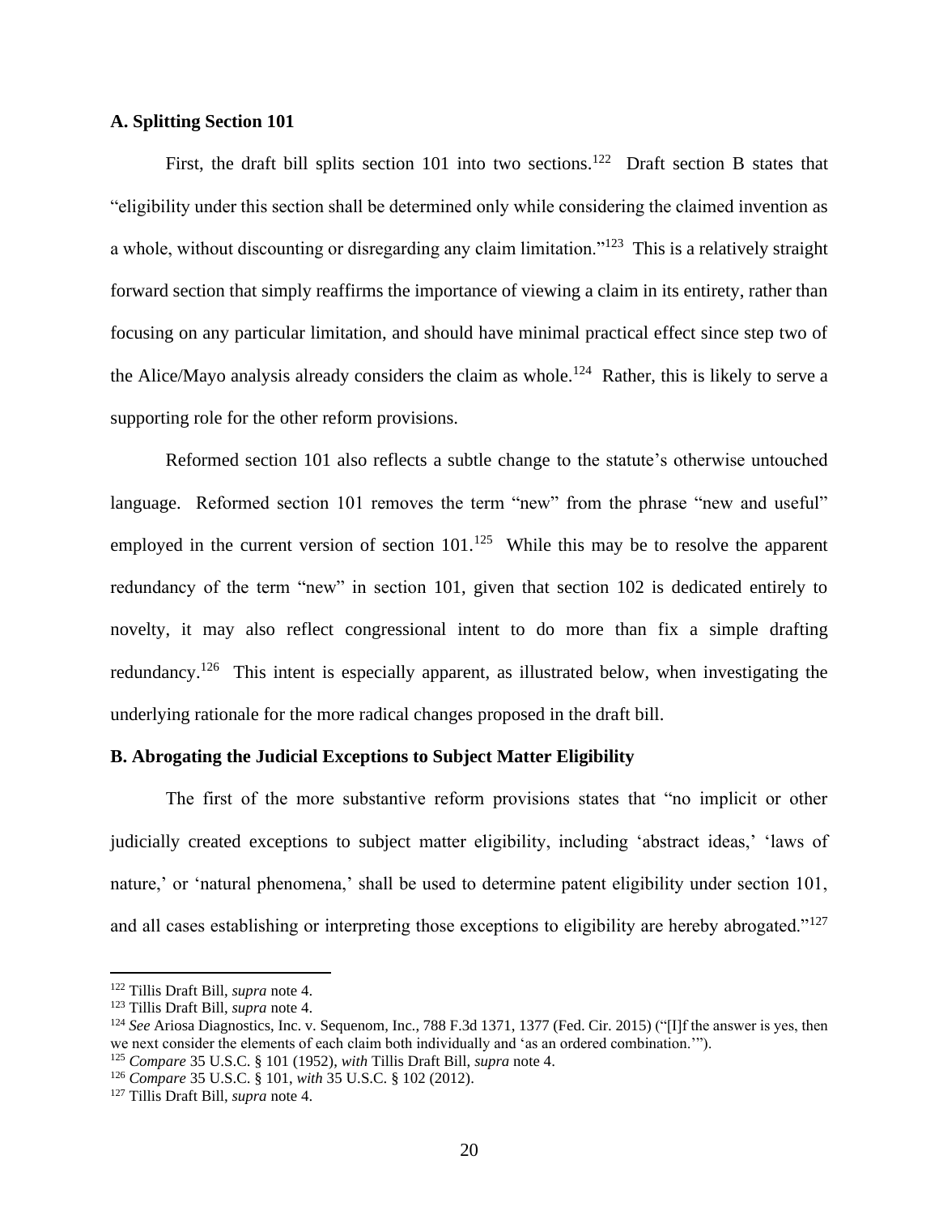### A. Splitting Section 101

First, the draft bill splits section 101 into two sections.[122] Draft section B states that "eligibility under this section shall be determined only while considering the claimed invention as a whole, without discounting or disregarding any claim limitation."[123] This is a relatively straight forward section that simply reaffirms the importance of viewing a claim in its entirety, rather than focusing on any particular limitation, and should have minimal practical effect since step two of the Alice/Mayo analysis already considers the claim as whole.[124] Rather, this is likely to serve a supporting role for the other reform provisions.

Reformed section 101 also reflects a subtle change to the statute's otherwise untouched language. Reformed section 101 removes the term "new" from the phrase "new and useful" employed in the current version of section 101.[125] While this may be to resolve the apparent redundancy of the term "new" in section 101, given that section 102 is dedicated entirely to novelty, it may also reflect congressional intent to do more than fix a simple drafting redundancy.[126] This intent is especially apparent, as illustrated below, when investigating the underlying rationale for the more radical changes proposed in the draft bill.

### B. Abrogating the Judicial Exceptions to Subject Matter Eligibility

The first of the more substantive reform provisions states that "no implicit or other judicially created exceptions to subject matter eligibility, including 'abstract ideas,' 'laws of nature,' or 'natural phenomena,' shall be used to determine patent eligibility under section 101, and all cases establishing or interpreting those exceptions to eligibility are hereby abrogated."[127]

---

[122] Tillis Draft Bill, *supra* note 4.

[123] Tillis Draft Bill, *supra* note 4.

[124] *See* Ariosa Diagnostics, Inc. v. Sequenom, Inc., 788 F.3d 1371, 1377 (Fed. Cir. 2015) ("[I]f the answer is yes, then we next consider the elements of each claim both individually and 'as an ordered combination.'").

[125] *Compare* 35 U.S.C. § 101 (1952), *with* Tillis Draft Bill, *supra* note 4.

[126] *Compare* 35 U.S.C. § 101, *with* 35 U.S.C. § 102 (2012).

[127] Tillis Draft Bill, *supra* note 4.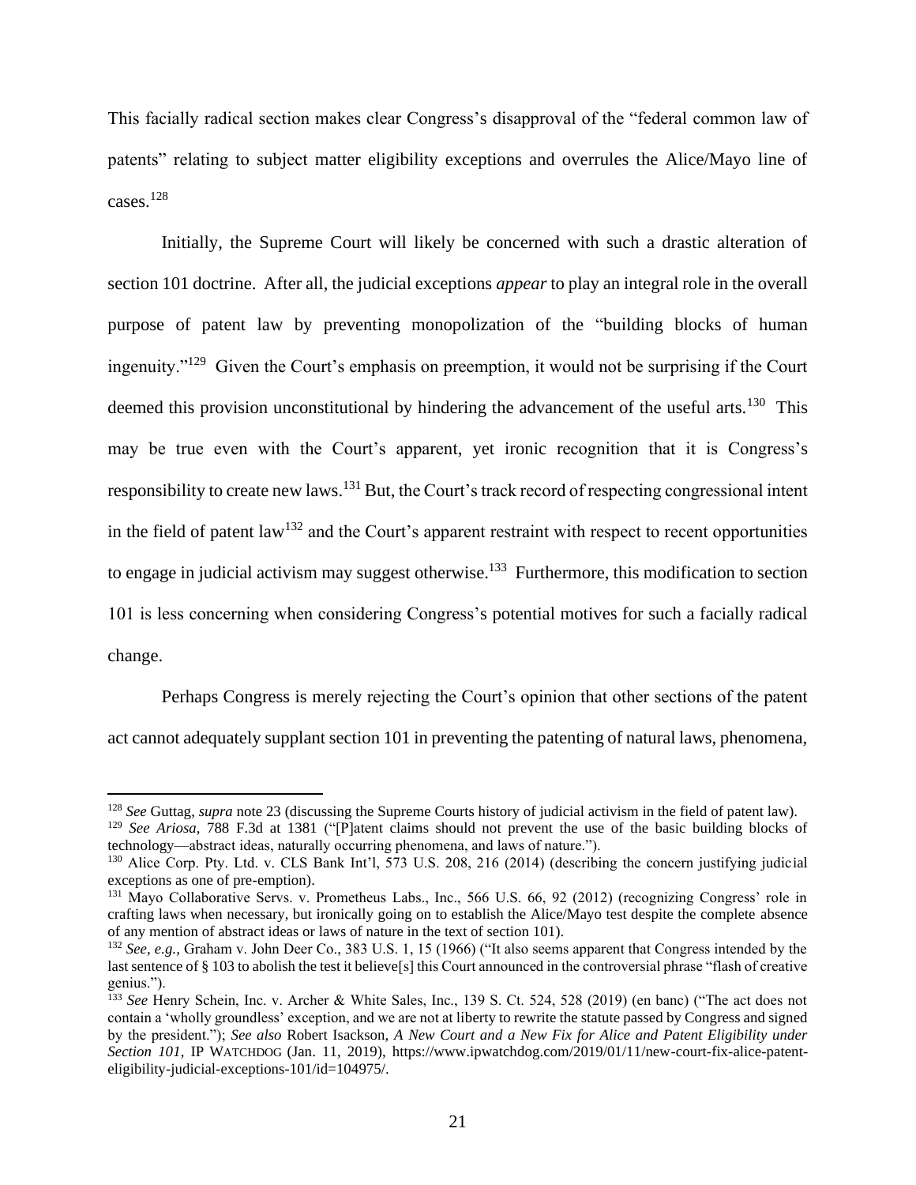This facially radical section makes clear Congress's disapproval of the "federal common law of patents" relating to subject matter eligibility exceptions and overrules the Alice/Mayo line of cases.[128]

Initially, the Supreme Court will likely be concerned with such a drastic alteration of section 101 doctrine. After all, the judicial exceptions *appear* to play an integral role in the overall purpose of patent law by preventing monopolization of the "building blocks of human ingenuity."[129] Given the Court's emphasis on preemption, it would not be surprising if the Court deemed this provision unconstitutional by hindering the advancement of the useful arts.[130] This may be true even with the Court's apparent, yet ironic recognition that it is Congress's responsibility to create new laws.[131] But, the Court's track record of respecting congressional intent in the field of patent law[132] and the Court's apparent restraint with respect to recent opportunities to engage in judicial activism may suggest otherwise.[133] Furthermore, this modification to section 101 is less concerning when considering Congress's potential motives for such a facially radical change.

Perhaps Congress is merely rejecting the Court's opinion that other sections of the patent act cannot adequately supplant section 101 in preventing the patenting of natural laws, phenomena,

---

[128] *See* Guttag, *supra* note 23 (discussing the Supreme Courts history of judicial activism in the field of patent law).

[129] *See Ariosa*, 788 F.3d at 1381 ("[P]atent claims should not prevent the use of the basic building blocks of technology—abstract ideas, naturally occurring phenomena, and laws of nature.").

[130] Alice Corp. Pty. Ltd. v. CLS Bank Int'l, 573 U.S. 208, 216 (2014) (describing the concern justifying judicial exceptions as one of pre-emption).

[131] Mayo Collaborative Servs. v. Prometheus Labs., Inc., 566 U.S. 66, 92 (2012) (recognizing Congress' role in crafting laws when necessary, but ironically going on to establish the Alice/Mayo test despite the complete absence of any mention of abstract ideas or laws of nature in the text of section 101).

[132] *See, e.g.,* Graham v. John Deer Co., 383 U.S. 1, 15 (1966) ("It also seems apparent that Congress intended by the last sentence of § 103 to abolish the test it believe[s] this Court announced in the controversial phrase "flash of creative genius.").

[133] *See* Henry Schein, Inc. v. Archer & White Sales, Inc., 139 S. Ct. 524, 528 (2019) (en banc) ("The act does not contain a 'wholly groundless' exception, and we are not at liberty to rewrite the statute passed by Congress and signed by the president."); *See also* Robert Isackson, *A New Court and a New Fix for Alice and Patent Eligibility under Section 101*, IP WATCHDOG (Jan. 11, 2019), https://www.ipwatchdog.com/2019/01/11/new-court-fix-alice-patent-eligibility-judicial-exceptions-101/id=104975/.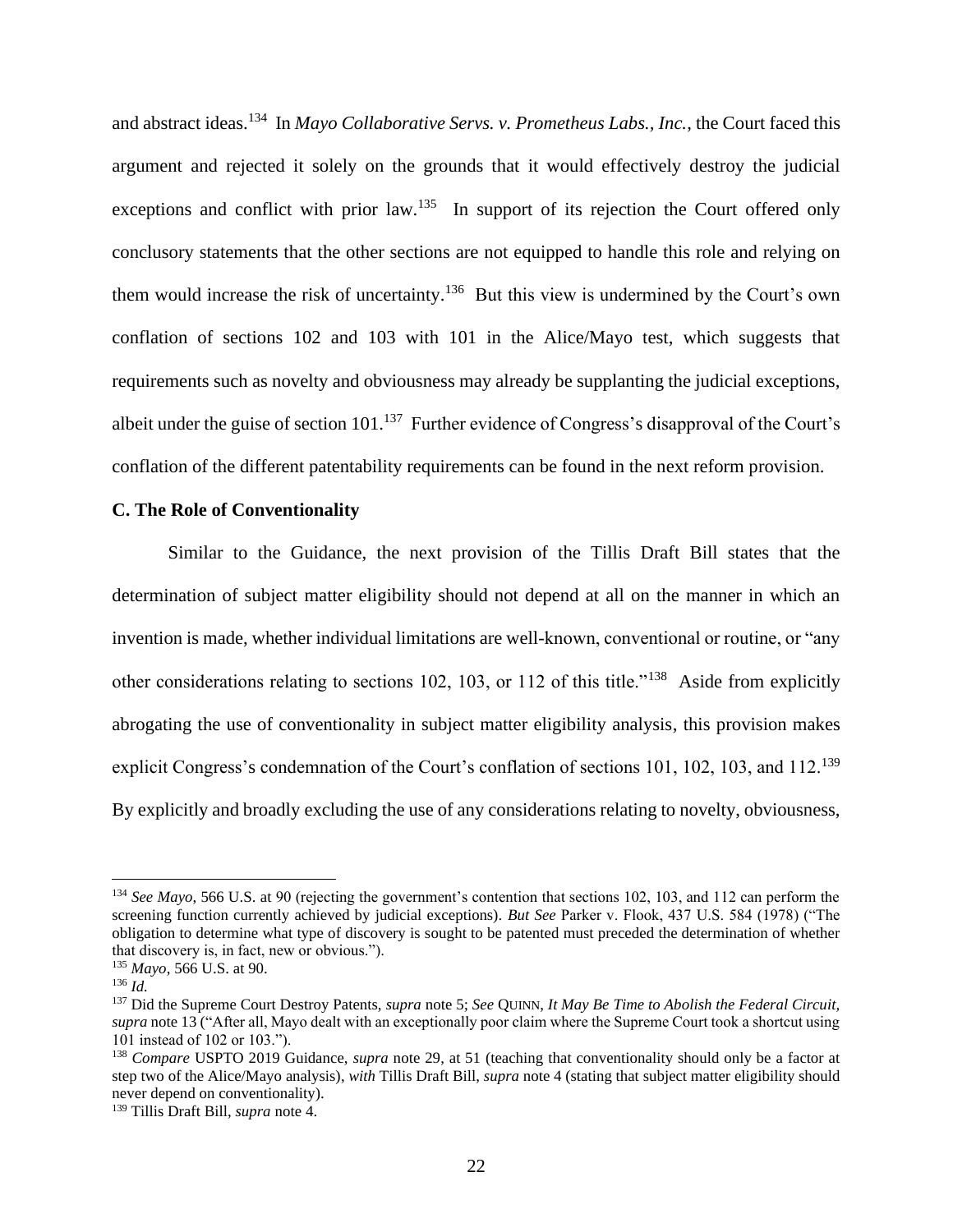and abstract ideas.[134] In *Mayo Collaborative Servs. v. Prometheus Labs., Inc.*, the Court faced this argument and rejected it solely on the grounds that it would effectively destroy the judicial exceptions and conflict with prior law.[135] In support of its rejection the Court offered only conclusory statements that the other sections are not equipped to handle this role and relying on them would increase the risk of uncertainty.[136] But this view is undermined by the Court's own conflation of sections 102 and 103 with 101 in the Alice/Mayo test, which suggests that requirements such as novelty and obviousness may already be supplanting the judicial exceptions, albeit under the guise of section 101.[137] Further evidence of Congress's disapproval of the Court's conflation of the different patentability requirements can be found in the next reform provision.

**C. The Role of Conventionality**

Similar to the Guidance, the next provision of the Tillis Draft Bill states that the determination of subject matter eligibility should not depend at all on the manner in which an invention is made, whether individual limitations are well-known, conventional or routine, or "any other considerations relating to sections 102, 103, or 112 of this title."[138] Aside from explicitly abrogating the use of conventionality in subject matter eligibility analysis, this provision makes explicit Congress's condemnation of the Court's conflation of sections 101, 102, 103, and 112.[139] By explicitly and broadly excluding the use of any considerations relating to novelty, obviousness,

---

[134] *See Mayo*, 566 U.S. at 90 (rejecting the government's contention that sections 102, 103, and 112 can perform the screening function currently achieved by judicial exceptions). *But See* Parker v. Flook, 437 U.S. 584 (1978) ("The obligation to determine what type of discovery is sought to be patented must preceded the determination of whether that discovery is, in fact, new or obvious.").

[135] *Mayo*, 566 U.S. at 90.

[136] *Id.*

[137] Did the Supreme Court Destroy Patents, *supra* note 5; *See* QUINN, *It May Be Time to Abolish the Federal Circuit, supra* note 13 ("After all, Mayo dealt with an exceptionally poor claim where the Supreme Court took a shortcut using 101 instead of 102 or 103.").

[138] *Compare* USPTO 2019 Guidance, *supra* note 29, at 51 (teaching that conventionality should only be a factor at step two of the Alice/Mayo analysis), *with* Tillis Draft Bill, *supra* note 4 (stating that subject matter eligibility should never depend on conventionality).

[139] Tillis Draft Bill, *supra* note 4.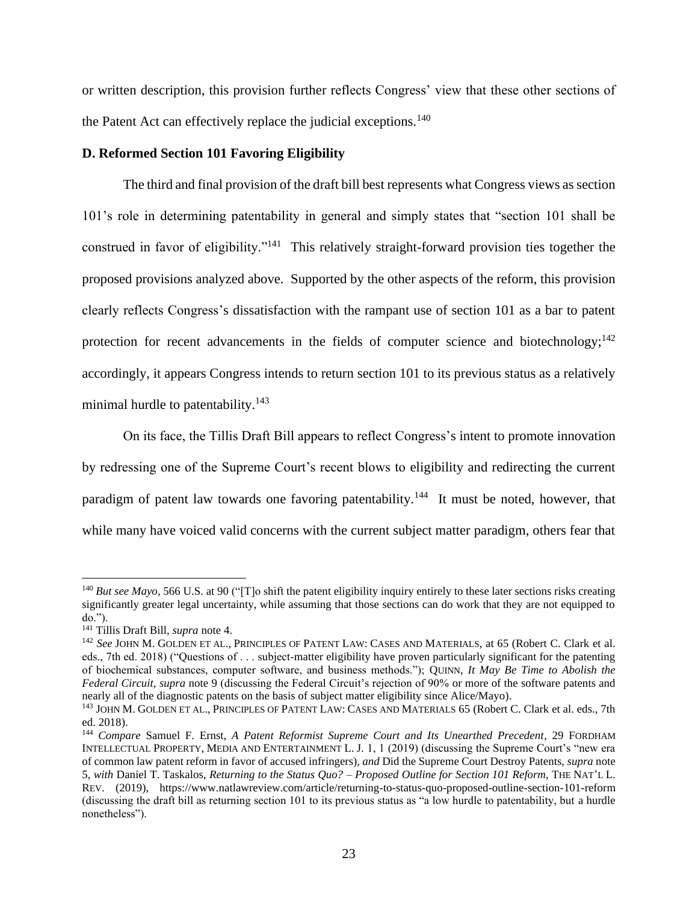or written description, this provision further reflects Congress' view that these other sections of the Patent Act can effectively replace the judicial exceptions.[140]

**D. Reformed Section 101 Favoring Eligibility**

The third and final provision of the draft bill best represents what Congress views as section 101's role in determining patentability in general and simply states that "section 101 shall be construed in favor of eligibility."[141] This relatively straight-forward provision ties together the proposed provisions analyzed above. Supported by the other aspects of the reform, this provision clearly reflects Congress's dissatisfaction with the rampant use of section 101 as a bar to patent protection for recent advancements in the fields of computer science and biotechnology;[142] accordingly, it appears Congress intends to return section 101 to its previous status as a relatively minimal hurdle to patentability.[143]

On its face, the Tillis Draft Bill appears to reflect Congress's intent to promote innovation by redressing one of the Supreme Court's recent blows to eligibility and redirecting the current paradigm of patent law towards one favoring patentability.[144] It must be noted, however, that while many have voiced valid concerns with the current subject matter paradigm, others fear that

---

[140] *But see Mayo*, 566 U.S. at 90 ("[T]o shift the patent eligibility inquiry entirely to these later sections risks creating significantly greater legal uncertainty, while assuming that those sections can do work that they are not equipped to do.").

[141] Tillis Draft Bill, *supra* note 4.

[142] *See* JOHN M. GOLDEN ET AL., PRINCIPLES OF PATENT LAW: CASES AND MATERIALS, at 65 (Robert C. Clark et al. eds., 7th ed. 2018) ("Questions of . . . subject-matter eligibility have proven particularly significant for the patenting of biochemical substances, computer software, and business methods."); QUINN, *It May Be Time to Abolish the Federal Circuit, supra* note 9 (discussing the Federal Circuit's rejection of 90% or more of the software patents and nearly all of the diagnostic patents on the basis of subject matter eligibility since Alice/Mayo).

[143] JOHN M. GOLDEN ET AL., PRINCIPLES OF PATENT LAW: CASES AND MATERIALS 65 (Robert C. Clark et al. eds., 7th ed. 2018).

[144] *Compare* Samuel F. Ernst, *A Patent Reformist Supreme Court and Its Unearthed Precedent*, 29 FORDHAM INTELLECTUAL PROPERTY, MEDIA AND ENTERTAINMENT L. J. 1, 1 (2019) (discussing the Supreme Court's "new era of common law patent reform in favor of accused infringers), *and* Did the Supreme Court Destroy Patents, *supra* note 5, *with* Daniel T. Taskalos, *Returning to the Status Quo? – Proposed Outline for Section 101 Reform*, THE NAT'L L. REV. (2019), https://www.natlawreview.com/article/returning-to-status-quo-proposed-outline-section-101-reform (discussing the draft bill as returning section 101 to its previous status as "a low hurdle to patentability, but a hurdle nonetheless").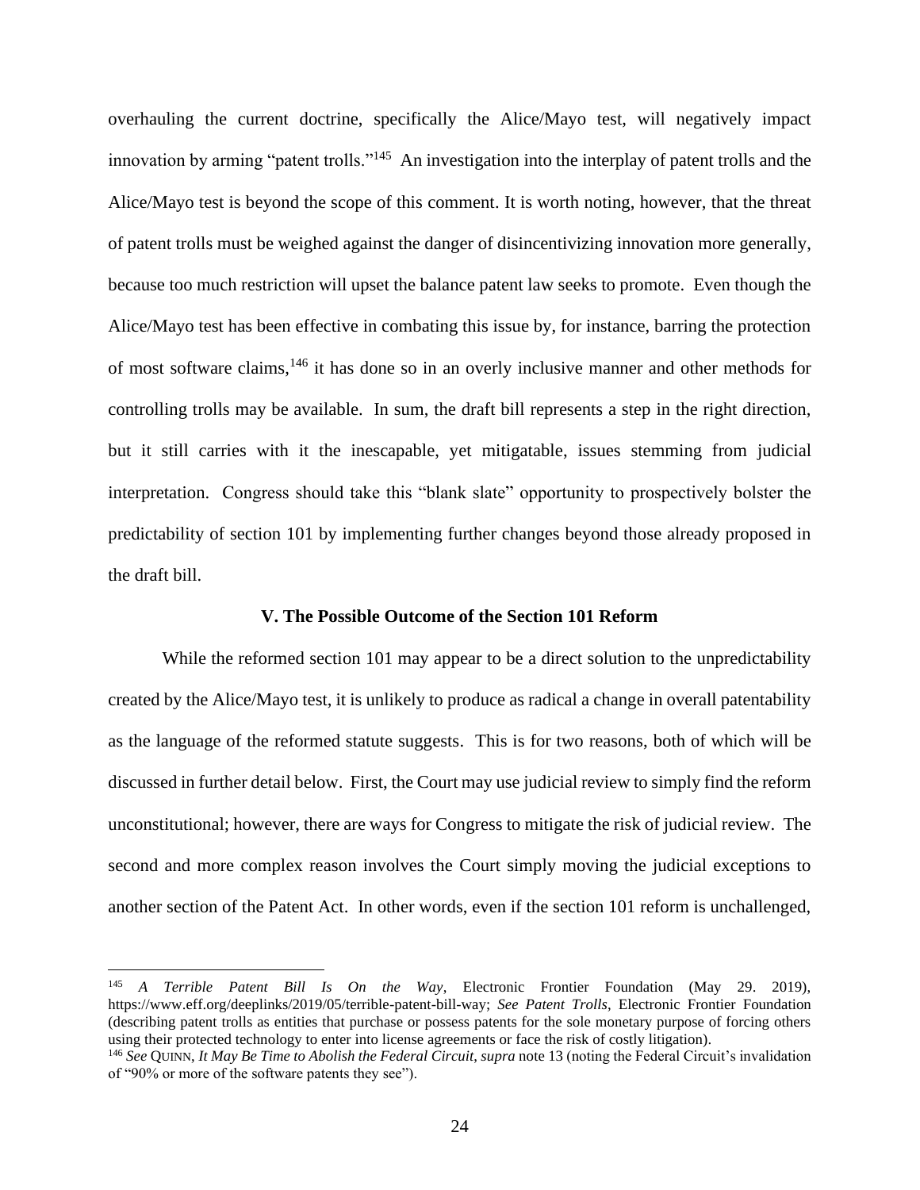overhauling the current doctrine, specifically the Alice/Mayo test, will negatively impact innovation by arming "patent trolls."[145] An investigation into the interplay of patent trolls and the Alice/Mayo test is beyond the scope of this comment. It is worth noting, however, that the threat of patent trolls must be weighed against the danger of disincentivizing innovation more generally, because too much restriction will upset the balance patent law seeks to promote. Even though the Alice/Mayo test has been effective in combating this issue by, for instance, barring the protection of most software claims,[146] it has done so in an overly inclusive manner and other methods for controlling trolls may be available. In sum, the draft bill represents a step in the right direction, but it still carries with it the inescapable, yet mitigatable, issues stemming from judicial interpretation. Congress should take this "blank slate" opportunity to prospectively bolster the predictability of section 101 by implementing further changes beyond those already proposed in the draft bill.

### V. The Possible Outcome of the Section 101 Reform

While the reformed section 101 may appear to be a direct solution to the unpredictability created by the Alice/Mayo test, it is unlikely to produce as radical a change in overall patentability as the language of the reformed statute suggests. This is for two reasons, both of which will be discussed in further detail below. First, the Court may use judicial review to simply find the reform unconstitutional; however, there are ways for Congress to mitigate the risk of judicial review. The second and more complex reason involves the Court simply moving the judicial exceptions to another section of the Patent Act. In other words, even if the section 101 reform is unchallenged,

---

[145] *A Terrible Patent Bill Is On the Way*, Electronic Frontier Foundation (May 29. 2019), https://www.eff.org/deeplinks/2019/05/terrible-patent-bill-way; *See Patent Trolls*, Electronic Frontier Foundation (describing patent trolls as entities that purchase or possess patents for the sole monetary purpose of forcing others using their protected technology to enter into license agreements or face the risk of costly litigation).

[146] *See* QUINN, *It May Be Time to Abolish the Federal Circuit*, *supra* note 13 (noting the Federal Circuit's invalidation of "90% or more of the software patents they see").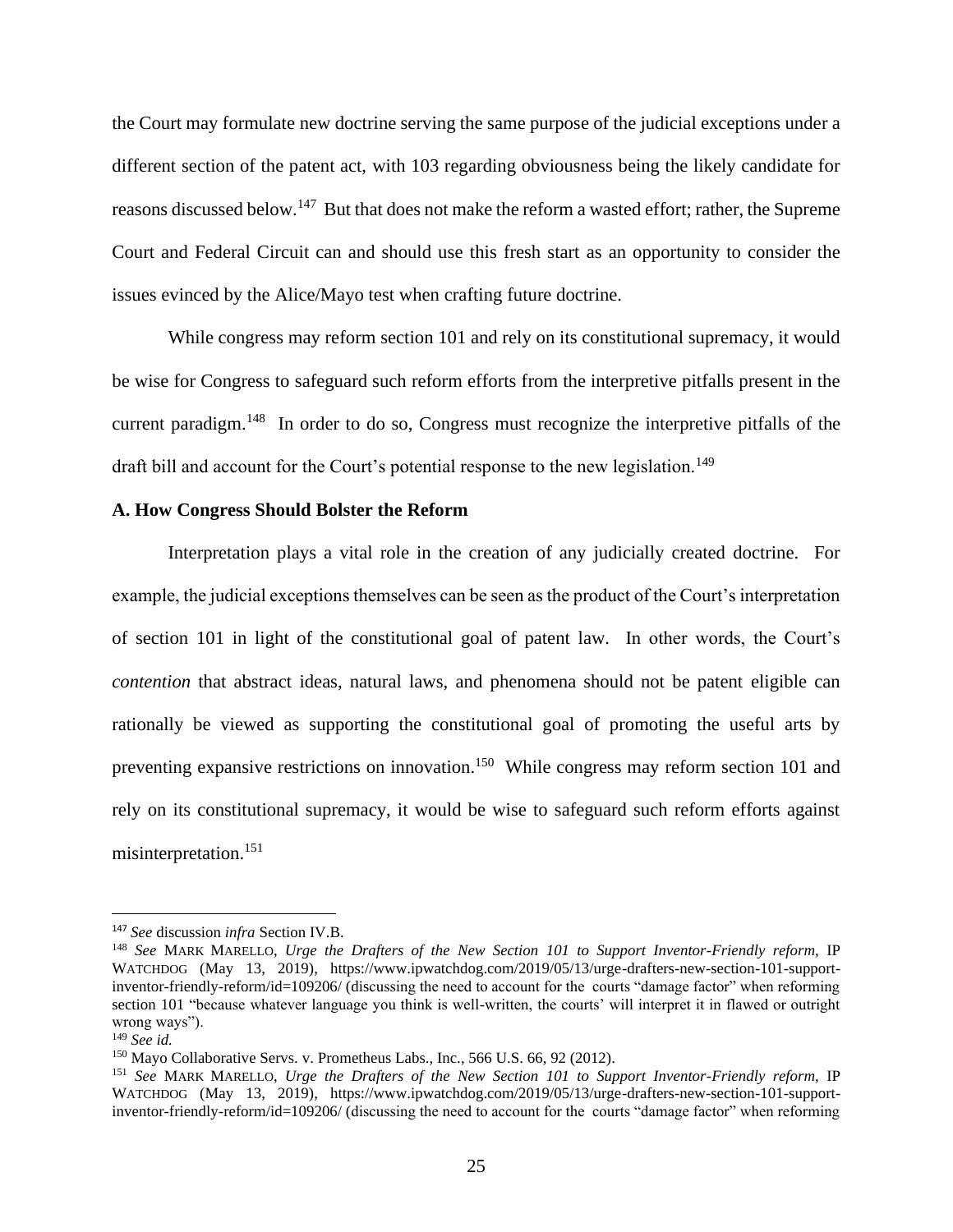the Court may formulate new doctrine serving the same purpose of the judicial exceptions under a different section of the patent act, with 103 regarding obviousness being the likely candidate for reasons discussed below.[147] But that does not make the reform a wasted effort; rather, the Supreme Court and Federal Circuit can and should use this fresh start as an opportunity to consider the issues evinced by the Alice/Mayo test when crafting future doctrine.

While congress may reform section 101 and rely on its constitutional supremacy, it would be wise for Congress to safeguard such reform efforts from the interpretive pitfalls present in the current paradigm.[148] In order to do so, Congress must recognize the interpretive pitfalls of the draft bill and account for the Court's potential response to the new legislation.[149]

### A. How Congress Should Bolster the Reform

Interpretation plays a vital role in the creation of any judicially created doctrine. For example, the judicial exceptions themselves can be seen as the product of the Court's interpretation of section 101 in light of the constitutional goal of patent law. In other words, the Court's *contention* that abstract ideas, natural laws, and phenomena should not be patent eligible can rationally be viewed as supporting the constitutional goal of promoting the useful arts by preventing expansive restrictions on innovation.[150] While congress may reform section 101 and rely on its constitutional supremacy, it would be wise to safeguard such reform efforts against misinterpretation.[151]

---

[147] *See* discussion *infra* Section IV.B.

[148] *See* MARK MARELLO, *Urge the Drafters of the New Section 101 to Support Inventor-Friendly reform*, IP WATCHDOG (May 13, 2019), https://www.ipwatchdog.com/2019/05/13/urge-drafters-new-section-101-support-inventor-friendly-reform/id=109206/ (discussing the need to account for the courts "damage factor" when reforming section 101 "because whatever language you think is well-written, the courts' will interpret it in flawed or outright wrong ways").

[149] *See id.*

[150] Mayo Collaborative Servs. v. Prometheus Labs., Inc., 566 U.S. 66, 92 (2012).

[151] *See* MARK MARELLO, *Urge the Drafters of the New Section 101 to Support Inventor-Friendly reform*, IP WATCHDOG (May 13, 2019), https://www.ipwatchdog.com/2019/05/13/urge-drafters-new-section-101-support-inventor-friendly-reform/id=109206/ (discussing the need to account for the courts "damage factor" when reforming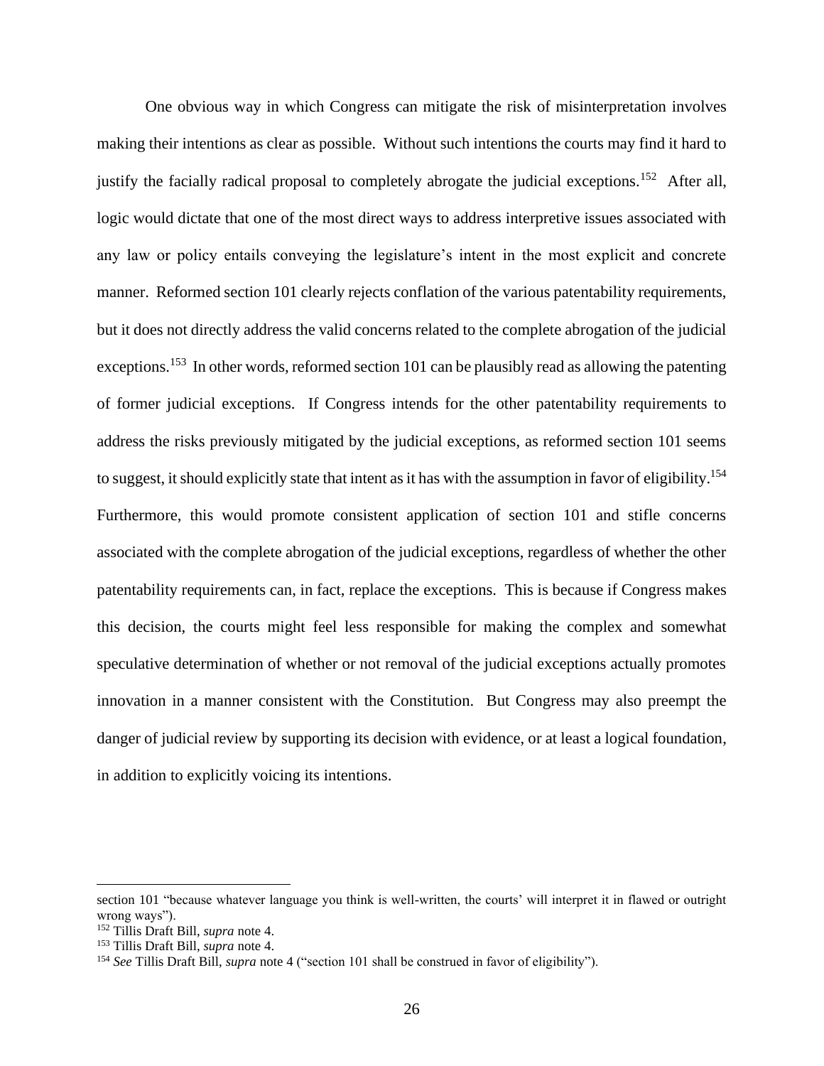One obvious way in which Congress can mitigate the risk of misinterpretation involves making their intentions as clear as possible. Without such intentions the courts may find it hard to justify the facially radical proposal to completely abrogate the judicial exceptions.[152] After all, logic would dictate that one of the most direct ways to address interpretive issues associated with any law or policy entails conveying the legislature's intent in the most explicit and concrete manner. Reformed section 101 clearly rejects conflation of the various patentability requirements, but it does not directly address the valid concerns related to the complete abrogation of the judicial exceptions.[153] In other words, reformed section 101 can be plausibly read as allowing the patenting of former judicial exceptions. If Congress intends for the other patentability requirements to address the risks previously mitigated by the judicial exceptions, as reformed section 101 seems to suggest, it should explicitly state that intent as it has with the assumption in favor of eligibility.[154] Furthermore, this would promote consistent application of section 101 and stifle concerns associated with the complete abrogation of the judicial exceptions, regardless of whether the other patentability requirements can, in fact, replace the exceptions. This is because if Congress makes this decision, the courts might feel less responsible for making the complex and somewhat speculative determination of whether or not removal of the judicial exceptions actually promotes innovation in a manner consistent with the Constitution. But Congress may also preempt the danger of judicial review by supporting its decision with evidence, or at least a logical foundation, in addition to explicitly voicing its intentions.

---

section 101 "because whatever language you think is well-written, the courts' will interpret it in flawed or outright wrong ways").

[152] Tillis Draft Bill, *supra* note 4.

[153] Tillis Draft Bill, *supra* note 4.

[154] *See* Tillis Draft Bill, *supra* note 4 ("section 101 shall be construed in favor of eligibility").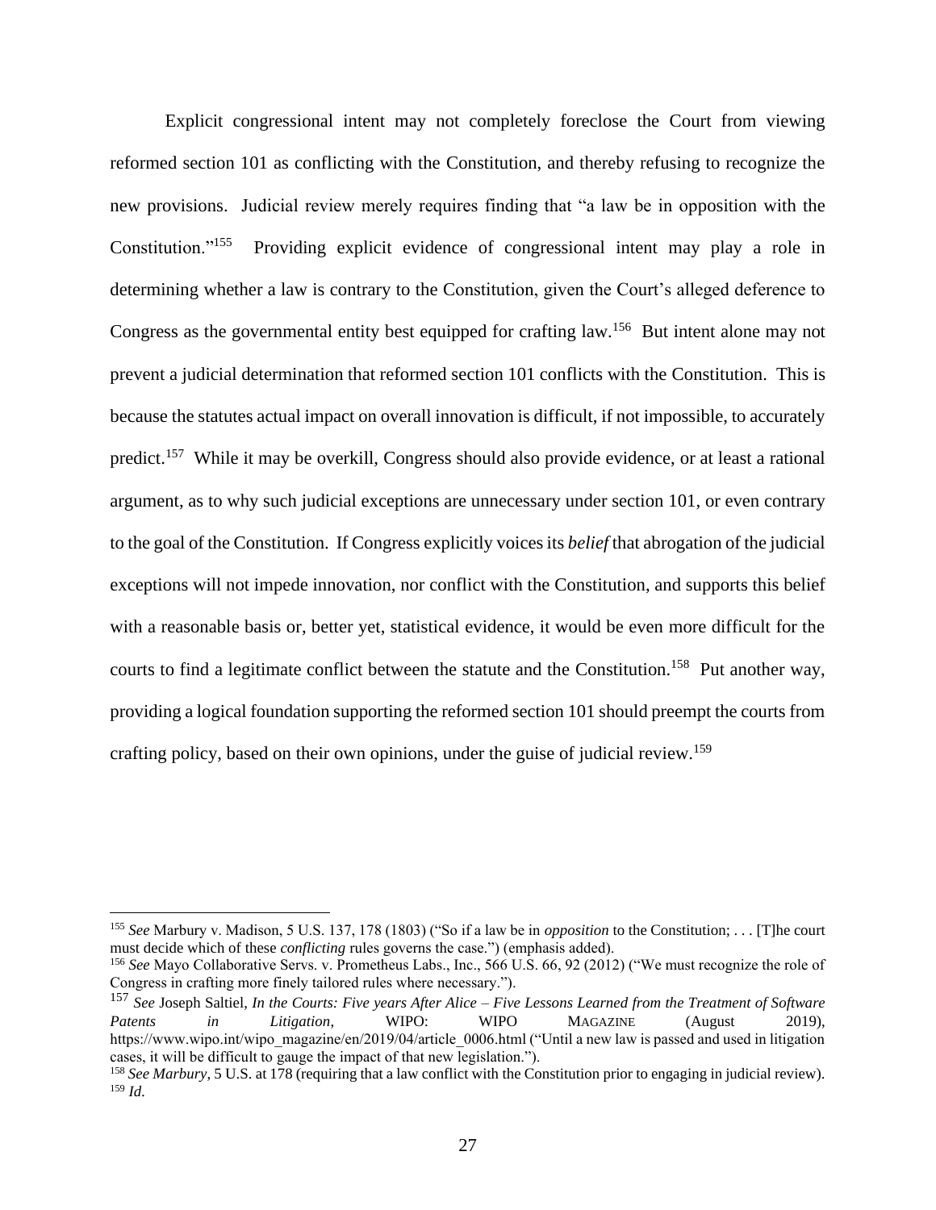Explicit congressional intent may not completely foreclose the Court from viewing reformed section 101 as conflicting with the Constitution, and thereby refusing to recognize the new provisions. Judicial review merely requires finding that "a law be in opposition with the Constitution."[155] Providing explicit evidence of congressional intent may play a role in determining whether a law is contrary to the Constitution, given the Court's alleged deference to Congress as the governmental entity best equipped for crafting law.[156] But intent alone may not prevent a judicial determination that reformed section 101 conflicts with the Constitution. This is because the statutes actual impact on overall innovation is difficult, if not impossible, to accurately predict.[157] While it may be overkill, Congress should also provide evidence, or at least a rational argument, as to why such judicial exceptions are unnecessary under section 101, or even contrary to the goal of the Constitution. If Congress explicitly voices its *belief* that abrogation of the judicial exceptions will not impede innovation, nor conflict with the Constitution, and supports this belief with a reasonable basis or, better yet, statistical evidence, it would be even more difficult for the courts to find a legitimate conflict between the statute and the Constitution.[158] Put another way, providing a logical foundation supporting the reformed section 101 should preempt the courts from crafting policy, based on their own opinions, under the guise of judicial review.[159]

---

[155] *See* Marbury v. Madison, 5 U.S. 137, 178 (1803) ("So if a law be in *opposition* to the Constitution; . . . [T]he court must decide which of these *conflicting* rules governs the case.") (emphasis added).

[156] *See* Mayo Collaborative Servs. v. Prometheus Labs., Inc., 566 U.S. 66, 92 (2012) ("We must recognize the role of Congress in crafting more finely tailored rules where necessary.").

[157] *See* Joseph Saltiel, *In the Courts: Five years After Alice – Five Lessons Learned from the Treatment of Software Patents in Litigation*, WIPO: WIPO MAGAZINE (August 2019), https://www.wipo.int/wipo_magazine/en/2019/04/article_0006.html ("Until a new law is passed and used in litigation cases, it will be difficult to gauge the impact of that new legislation.").

[158] *See Marbury*, 5 U.S. at 178 (requiring that a law conflict with the Constitution prior to engaging in judicial review).

[159] *Id.*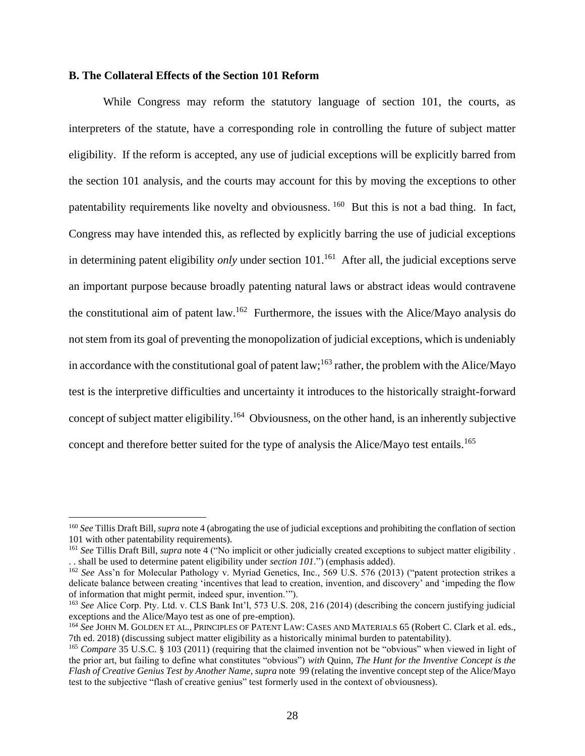### B. The Collateral Effects of the Section 101 Reform

While Congress may reform the statutory language of section 101, the courts, as interpreters of the statute, have a corresponding role in controlling the future of subject matter eligibility. If the reform is accepted, any use of judicial exceptions will be explicitly barred from the section 101 analysis, and the courts may account for this by moving the exceptions to other patentability requirements like novelty and obviousness.[160] But this is not a bad thing. In fact, Congress may have intended this, as reflected by explicitly barring the use of judicial exceptions in determining patent eligibility *only* under section 101.[161] After all, the judicial exceptions serve an important purpose because broadly patenting natural laws or abstract ideas would contravene the constitutional aim of patent law.[162] Furthermore, the issues with the Alice/Mayo analysis do not stem from its goal of preventing the monopolization of judicial exceptions, which is undeniably in accordance with the constitutional goal of patent law;[163] rather, the problem with the Alice/Mayo test is the interpretive difficulties and uncertainty it introduces to the historically straight-forward concept of subject matter eligibility.[164] Obviousness, on the other hand, is an inherently subjective concept and therefore better suited for the type of analysis the Alice/Mayo test entails.[165]

---

[160] *See* Tillis Draft Bill, *supra* note 4 (abrogating the use of judicial exceptions and prohibiting the conflation of section 101 with other patentability requirements).

[161] *See* Tillis Draft Bill, *supra* note 4 ("No implicit or other judicially created exceptions to subject matter eligibility . . . shall be used to determine patent eligibility under *section 101*.") (emphasis added).

[162] *See* Ass'n for Molecular Pathology v. Myriad Genetics, Inc., 569 U.S. 576 (2013) ("patent protection strikes a delicate balance between creating 'incentives that lead to creation, invention, and discovery' and 'impeding the flow of information that might permit, indeed spur, invention.'").

[163] *See* Alice Corp. Pty. Ltd. v. CLS Bank Int'l, 573 U.S. 208, 216 (2014) (describing the concern justifying judicial exceptions and the Alice/Mayo test as one of pre-emption).

[164] *See* JOHN M. GOLDEN ET AL., PRINCIPLES OF PATENT LAW: CASES AND MATERIALS 65 (Robert C. Clark et al. eds., 7th ed. 2018) (discussing subject matter eligibility as a historically minimal burden to patentability).

[165] *Compare* 35 U.S.C. § 103 (2011) (requiring that the claimed invention not be "obvious" when viewed in light of the prior art, but failing to define what constitutes "obvious") *with* Quinn, *The Hunt for the Inventive Concept is the Flash of Creative Genius Test by Another Name*, *supra* note 99 (relating the inventive concept step of the Alice/Mayo test to the subjective "flash of creative genius" test formerly used in the context of obviousness).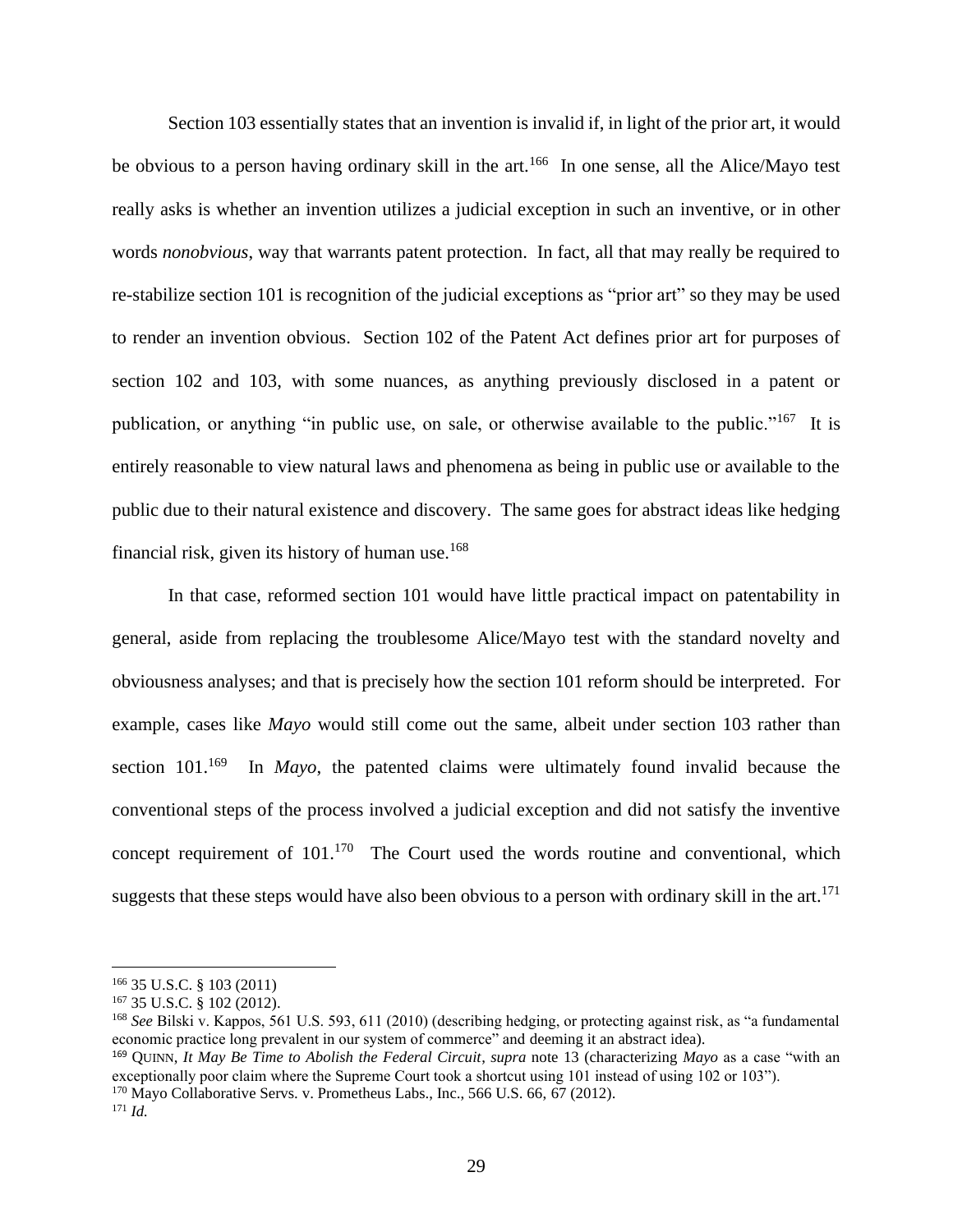Section 103 essentially states that an invention is invalid if, in light of the prior art, it would be obvious to a person having ordinary skill in the art.[166] In one sense, all the Alice/Mayo test really asks is whether an invention utilizes a judicial exception in such an inventive, or in other words *nonobvious*, way that warrants patent protection. In fact, all that may really be required to re-stabilize section 101 is recognition of the judicial exceptions as "prior art" so they may be used to render an invention obvious. Section 102 of the Patent Act defines prior art for purposes of section 102 and 103, with some nuances, as anything previously disclosed in a patent or publication, or anything "in public use, on sale, or otherwise available to the public."[167] It is entirely reasonable to view natural laws and phenomena as being in public use or available to the public due to their natural existence and discovery. The same goes for abstract ideas like hedging financial risk, given its history of human use.[168]

In that case, reformed section 101 would have little practical impact on patentability in general, aside from replacing the troublesome Alice/Mayo test with the standard novelty and obviousness analyses; and that is precisely how the section 101 reform should be interpreted. For example, cases like *Mayo* would still come out the same, albeit under section 103 rather than section 101.[169] In *Mayo*, the patented claims were ultimately found invalid because the conventional steps of the process involved a judicial exception and did not satisfy the inventive concept requirement of 101.[170] The Court used the words routine and conventional, which suggests that these steps would have also been obvious to a person with ordinary skill in the art.[171]

---

[166] 35 U.S.C. § 103 (2011)

[167] 35 U.S.C. § 102 (2012).

[168] *See* Bilski v. Kappos, 561 U.S. 593, 611 (2010) (describing hedging, or protecting against risk, as "a fundamental economic practice long prevalent in our system of commerce" and deeming it an abstract idea).

[169] QUINN, *It May Be Time to Abolish the Federal Circuit*, *supra* note 13 (characterizing *Mayo* as a case "with an exceptionally poor claim where the Supreme Court took a shortcut using 101 instead of using 102 or 103").

[170] Mayo Collaborative Servs. v. Prometheus Labs., Inc., 566 U.S. 66, 67 (2012).

[171] *Id.*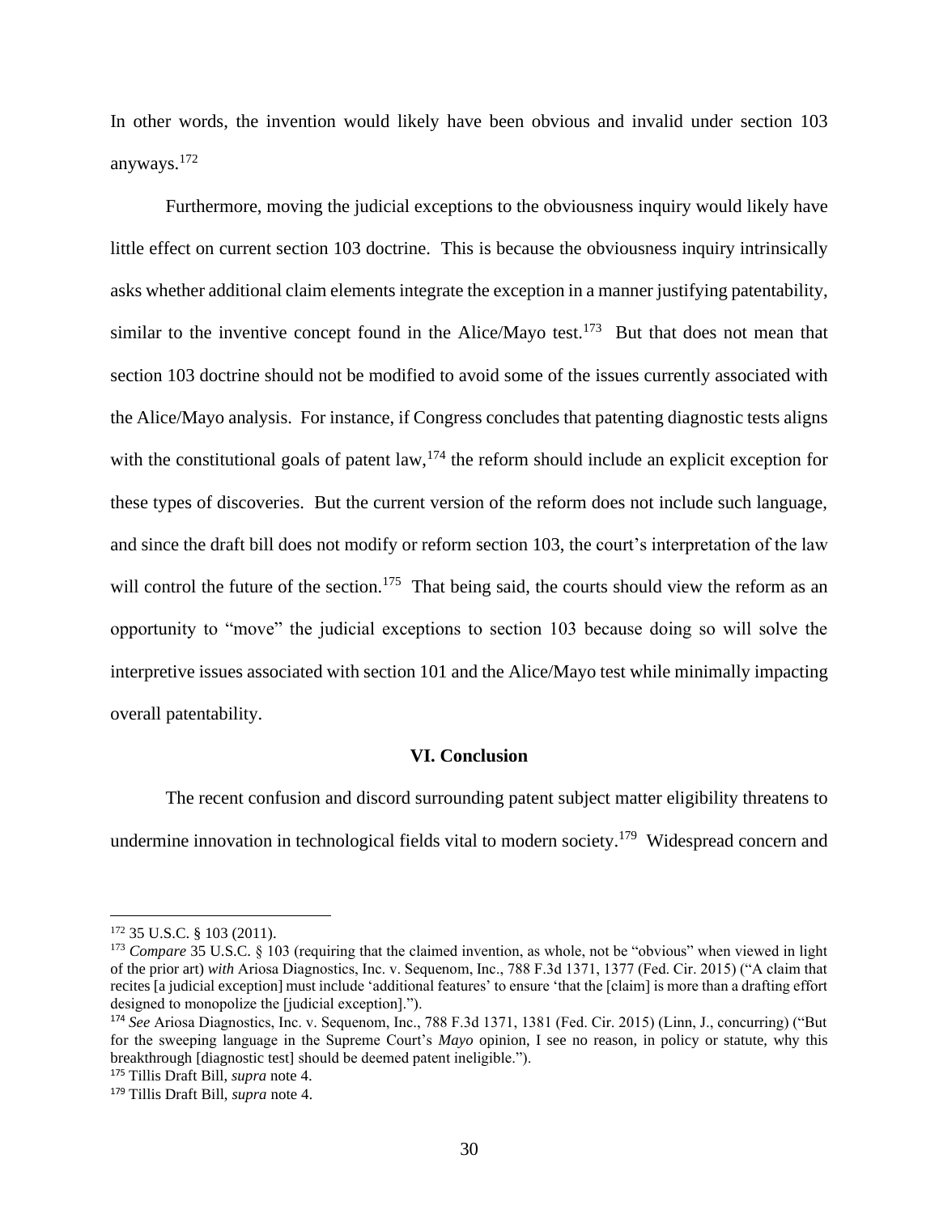In other words, the invention would likely have been obvious and invalid under section 103 anyways.[172]

Furthermore, moving the judicial exceptions to the obviousness inquiry would likely have little effect on current section 103 doctrine. This is because the obviousness inquiry intrinsically asks whether additional claim elements integrate the exception in a manner justifying patentability, similar to the inventive concept found in the Alice/Mayo test.[173] But that does not mean that section 103 doctrine should not be modified to avoid some of the issues currently associated with the Alice/Mayo analysis. For instance, if Congress concludes that patenting diagnostic tests aligns with the constitutional goals of patent law,[174] the reform should include an explicit exception for these types of discoveries. But the current version of the reform does not include such language, and since the draft bill does not modify or reform section 103, the court's interpretation of the law will control the future of the section.[175] That being said, the courts should view the reform as an opportunity to "move" the judicial exceptions to section 103 because doing so will solve the interpretive issues associated with section 101 and the Alice/Mayo test while minimally impacting overall patentability.

## VI. Conclusion

The recent confusion and discord surrounding patent subject matter eligibility threatens to undermine innovation in technological fields vital to modern society.[179] Widespread concern and

---

[172] 35 U.S.C. § 103 (2011).

[173] *Compare* 35 U.S.C. § 103 (requiring that the claimed invention, as whole, not be "obvious" when viewed in light of the prior art) *with* Ariosa Diagnostics, Inc. v. Sequenom, Inc., 788 F.3d 1371, 1377 (Fed. Cir. 2015) ("A claim that recites [a judicial exception] must include 'additional features' to ensure 'that the [claim] is more than a drafting effort designed to monopolize the [judicial exception].").

[174] *See* Ariosa Diagnostics, Inc. v. Sequenom, Inc., 788 F.3d 1371, 1381 (Fed. Cir. 2015) (Linn, J., concurring) ("But for the sweeping language in the Supreme Court's *Mayo* opinion, I see no reason, in policy or statute, why this breakthrough [diagnostic test] should be deemed patent ineligible.").

[175] Tillis Draft Bill, *supra* note 4.

[179] Tillis Draft Bill, *supra* note 4.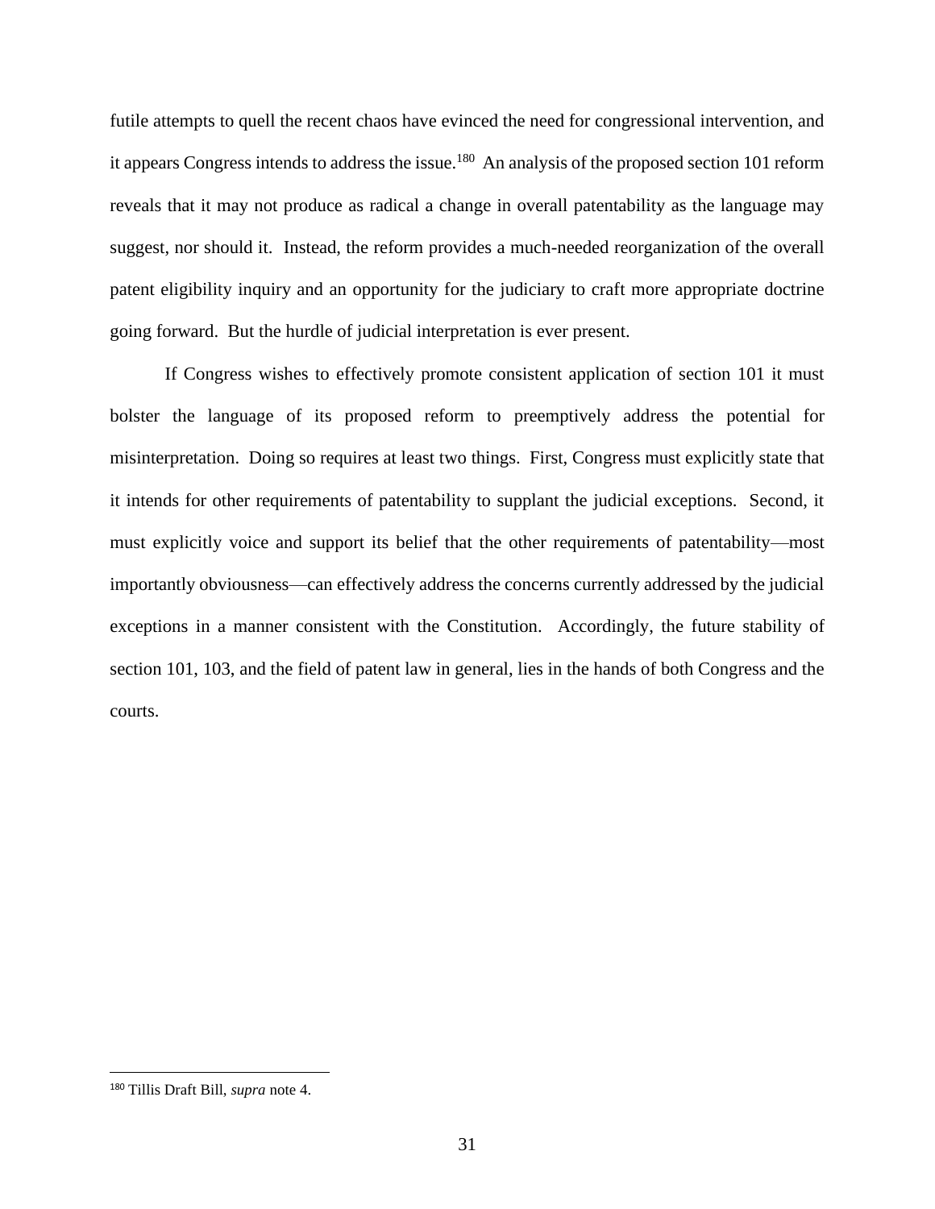futile attempts to quell the recent chaos have evinced the need for congressional intervention, and it appears Congress intends to address the issue.[180] An analysis of the proposed section 101 reform reveals that it may not produce as radical a change in overall patentability as the language may suggest, nor should it. Instead, the reform provides a much-needed reorganization of the overall patent eligibility inquiry and an opportunity for the judiciary to craft more appropriate doctrine going forward. But the hurdle of judicial interpretation is ever present.

If Congress wishes to effectively promote consistent application of section 101 it must bolster the language of its proposed reform to preemptively address the potential for misinterpretation. Doing so requires at least two things. First, Congress must explicitly state that it intends for other requirements of patentability to supplant the judicial exceptions. Second, it must explicitly voice and support its belief that the other requirements of patentability—most importantly obviousness—can effectively address the concerns currently addressed by the judicial exceptions in a manner consistent with the Constitution. Accordingly, the future stability of section 101, 103, and the field of patent law in general, lies in the hands of both Congress and the courts.

---

[180] Tillis Draft Bill, *supra* note 4.